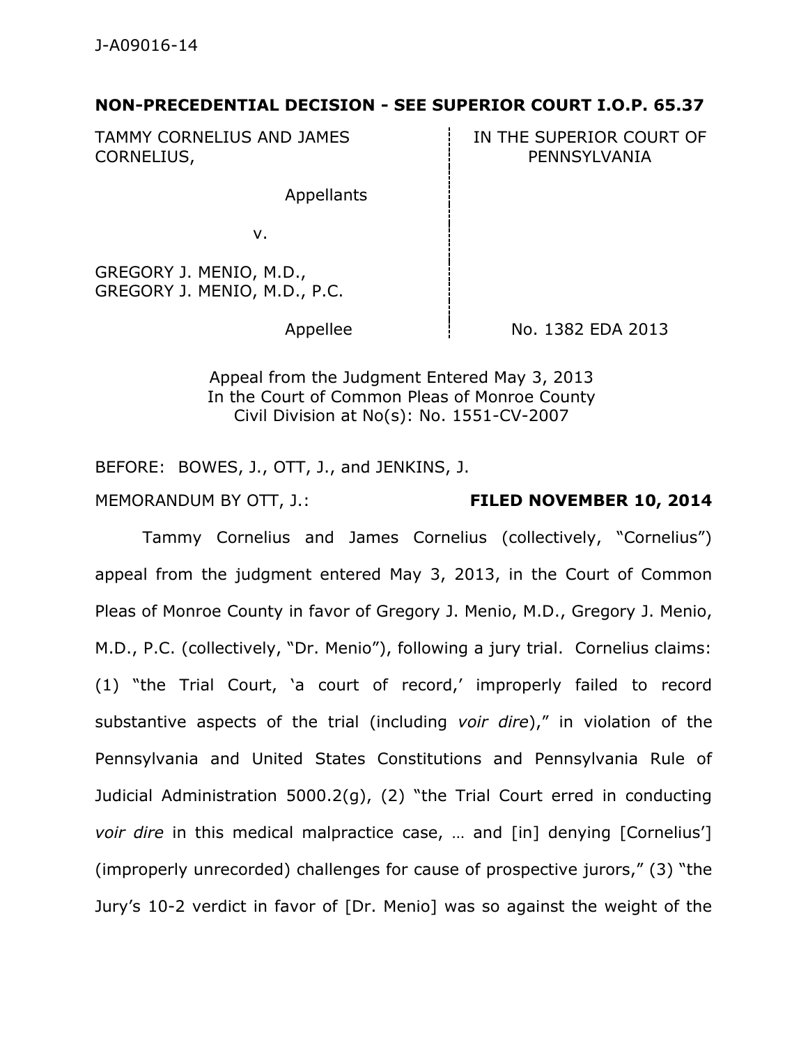J-A09016-14

**NON-PRECEDENTIAL DECISION - SEE SUPERIOR COURT I.O.P. 65.37**

| | |
|---|---|
| TAMMY CORNELIUS AND JAMES CORNELIUS,<br><br>Appellants<br><br>v.<br><br>GREGORY J. MENIO, M.D., GREGORY J. MENIO, M.D., P.C.<br><br>Appellee | IN THE SUPERIOR COURT OF PENNSYLVANIA<br><br><br><br><br><br><br><br>No. 1382 EDA 2013 |

Appeal from the Judgment Entered May 3, 2013
In the Court of Common Pleas of Monroe County
Civil Division at No(s): No. 1551-CV-2007

BEFORE: BOWES, J., OTT, J., and JENKINS, J.

MEMORANDUM BY OTT, J.: **FILED NOVEMBER 10, 2014**

Tammy Cornelius and James Cornelius (collectively, "Cornelius") appeal from the judgment entered May 3, 2013, in the Court of Common Pleas of Monroe County in favor of Gregory J. Menio, M.D., Gregory J. Menio, M.D., P.C. (collectively, "Dr. Menio"), following a jury trial. Cornelius claims: (1) "the Trial Court, 'a court of record,' improperly failed to record substantive aspects of the trial (including *voir dire*)," in violation of the Pennsylvania and United States Constitutions and Pennsylvania Rule of Judicial Administration 5000.2(g), (2) "the Trial Court erred in conducting *voir dire* in this medical malpractice case, … and [in] denying [Cornelius'] (improperly unrecorded) challenges for cause of prospective jurors," (3) "the Jury's 10-2 verdict in favor of [Dr. Menio] was so against the weight of the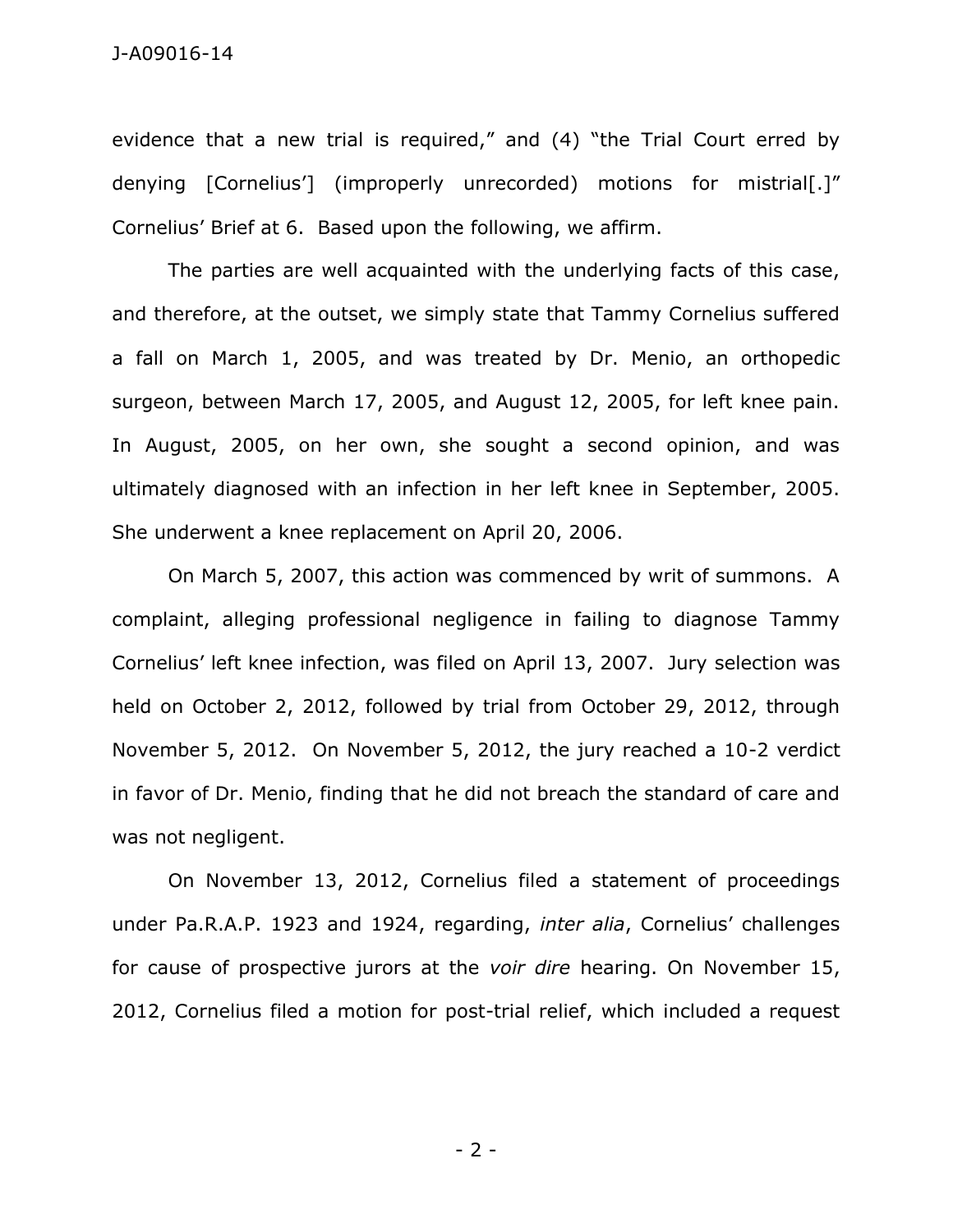evidence that a new trial is required," and (4) "the Trial Court erred by denying [Cornelius'] (improperly unrecorded) motions for mistrial[.]" Cornelius' Brief at 6. Based upon the following, we affirm.

The parties are well acquainted with the underlying facts of this case, and therefore, at the outset, we simply state that Tammy Cornelius suffered a fall on March 1, 2005, and was treated by Dr. Menio, an orthopedic surgeon, between March 17, 2005, and August 12, 2005, for left knee pain. In August, 2005, on her own, she sought a second opinion, and was ultimately diagnosed with an infection in her left knee in September, 2005. She underwent a knee replacement on April 20, 2006.

On March 5, 2007, this action was commenced by writ of summons. A complaint, alleging professional negligence in failing to diagnose Tammy Cornelius' left knee infection, was filed on April 13, 2007. Jury selection was held on October 2, 2012, followed by trial from October 29, 2012, through November 5, 2012. On November 5, 2012, the jury reached a 10-2 verdict in favor of Dr. Menio, finding that he did not breach the standard of care and was not negligent.

On November 13, 2012, Cornelius filed a statement of proceedings under Pa.R.A.P. 1923 and 1924, regarding, *inter alia*, Cornelius' challenges for cause of prospective jurors at the *voir dire* hearing. On November 15, 2012, Cornelius filed a motion for post-trial relief, which included a request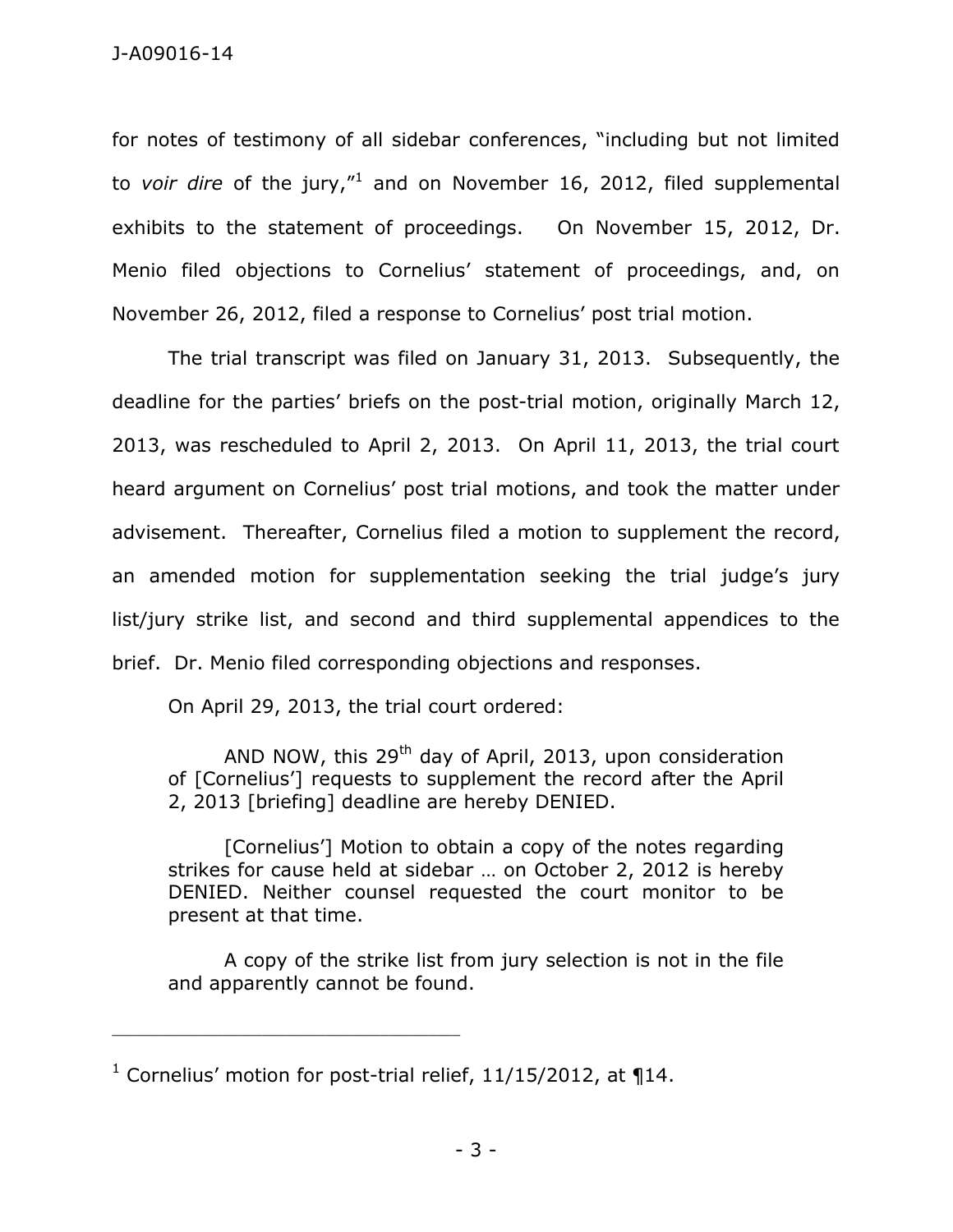for notes of testimony of all sidebar conferences, "including but not limited to *voir dire* of the jury,"[1] and on November 16, 2012, filed supplemental exhibits to the statement of proceedings. On November 15, 2012, Dr. Menio filed objections to Cornelius' statement of proceedings, and, on November 26, 2012, filed a response to Cornelius' post trial motion.

The trial transcript was filed on January 31, 2013. Subsequently, the deadline for the parties' briefs on the post-trial motion, originally March 12, 2013, was rescheduled to April 2, 2013. On April 11, 2013, the trial court heard argument on Cornelius' post trial motions, and took the matter under advisement. Thereafter, Cornelius filed a motion to supplement the record, an amended motion for supplementation seeking the trial judge's jury list/jury strike list, and second and third supplemental appendices to the brief. Dr. Menio filed corresponding objections and responses.

On April 29, 2013, the trial court ordered:

> AND NOW, this 29th day of April, 2013, upon consideration of [Cornelius'] requests to supplement the record after the April 2, 2013 [briefing] deadline are hereby DENIED.
>
> [Cornelius'] Motion to obtain a copy of the notes regarding strikes for cause held at sidebar … on October 2, 2012 is hereby DENIED. Neither counsel requested the court monitor to be present at that time.
>
> A copy of the strike list from jury selection is not in the file and apparently cannot be found.

---

[1] Cornelius' motion for post-trial relief, 11/15/2012, at ¶14.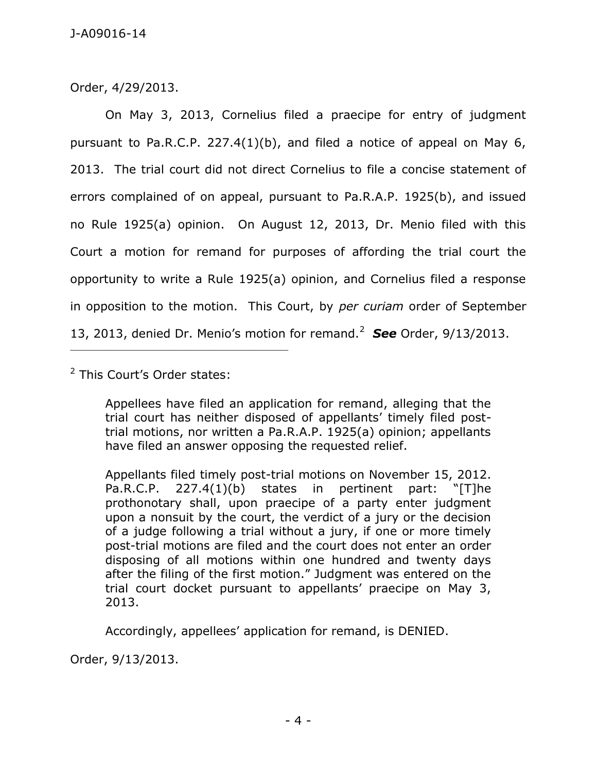Order, 4/29/2013.

On May 3, 2013, Cornelius filed a praecipe for entry of judgment pursuant to Pa.R.C.P. 227.4(1)(b), and filed a notice of appeal on May 6, 2013. The trial court did not direct Cornelius to file a concise statement of errors complained of on appeal, pursuant to Pa.R.A.P. 1925(b), and issued no Rule 1925(a) opinion. On August 12, 2013, Dr. Menio filed with this Court a motion for remand for purposes of affording the trial court the opportunity to write a Rule 1925(a) opinion, and Cornelius filed a response in opposition to the motion. This Court, by *per curiam* order of September 13, 2013, denied Dr. Menio's motion for remand.[2] ***See*** Order, 9/13/2013.

---

[2] This Court's Order states:

> Appellees have filed an application for remand, alleging that the trial court has neither disposed of appellants' timely filed post-trial motions, nor written a Pa.R.A.P. 1925(a) opinion; appellants have filed an answer opposing the requested relief.
>
> Appellants filed timely post-trial motions on November 15, 2012. Pa.R.C.P. 227.4(1)(b) states in pertinent part: "[T]he prothonotary shall, upon praecipe of a party enter judgment upon a nonsuit by the court, the verdict of a jury or the decision of a judge following a trial without a jury, if one or more timely post-trial motions are filed and the court does not enter an order disposing of all motions within one hundred and twenty days after the filing of the first motion." Judgment was entered on the trial court docket pursuant to appellants' praecipe on May 3, 2013.
>
> Accordingly, appellees' application for remand, is DENIED.

Order, 9/13/2013.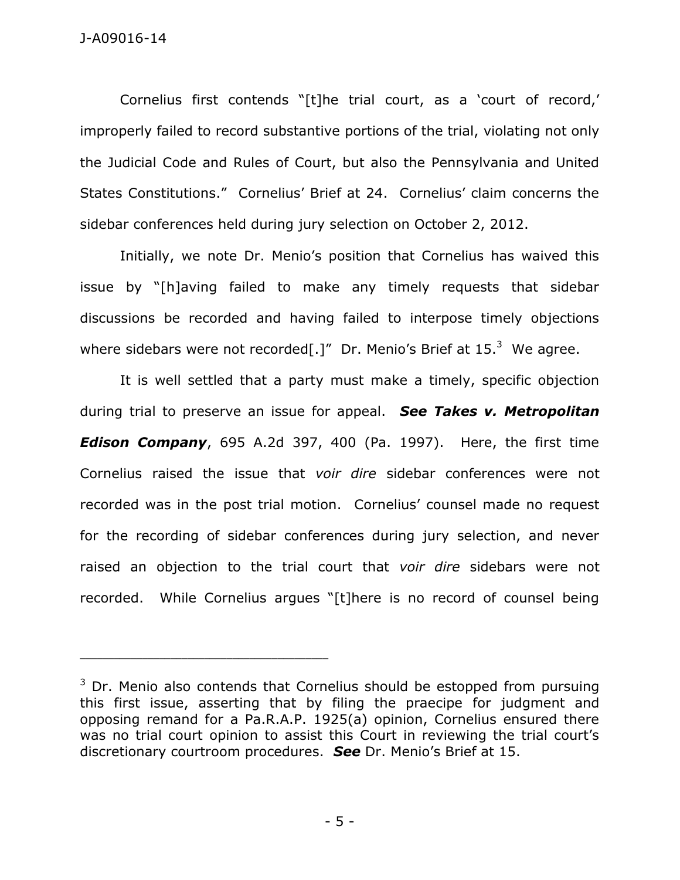Cornelius first contends "[t]he trial court, as a 'court of record,' improperly failed to record substantive portions of the trial, violating not only the Judicial Code and Rules of Court, but also the Pennsylvania and United States Constitutions." Cornelius' Brief at 24. Cornelius' claim concerns the sidebar conferences held during jury selection on October 2, 2012.

Initially, we note Dr. Menio's position that Cornelius has waived this issue by "[h]aving failed to make any timely requests that sidebar discussions be recorded and having failed to interpose timely objections where sidebars were not recorded[.]" Dr. Menio's Brief at 15.[3] We agree.

It is well settled that a party must make a timely, specific objection during trial to preserve an issue for appeal. ***See Takes v. Metropolitan Edison Company***, 695 A.2d 397, 400 (Pa. 1997). Here, the first time Cornelius raised the issue that *voir dire* sidebar conferences were not recorded was in the post trial motion. Cornelius' counsel made no request for the recording of sidebar conferences during jury selection, and never raised an objection to the trial court that *voir dire* sidebars were not recorded. While Cornelius argues "[t]here is no record of counsel being

---

[3] Dr. Menio also contends that Cornelius should be estopped from pursuing this first issue, asserting that by filing the praecipe for judgment and opposing remand for a Pa.R.A.P. 1925(a) opinion, Cornelius ensured there was no trial court opinion to assist this Court in reviewing the trial court's discretionary courtroom procedures. ***See*** Dr. Menio's Brief at 15.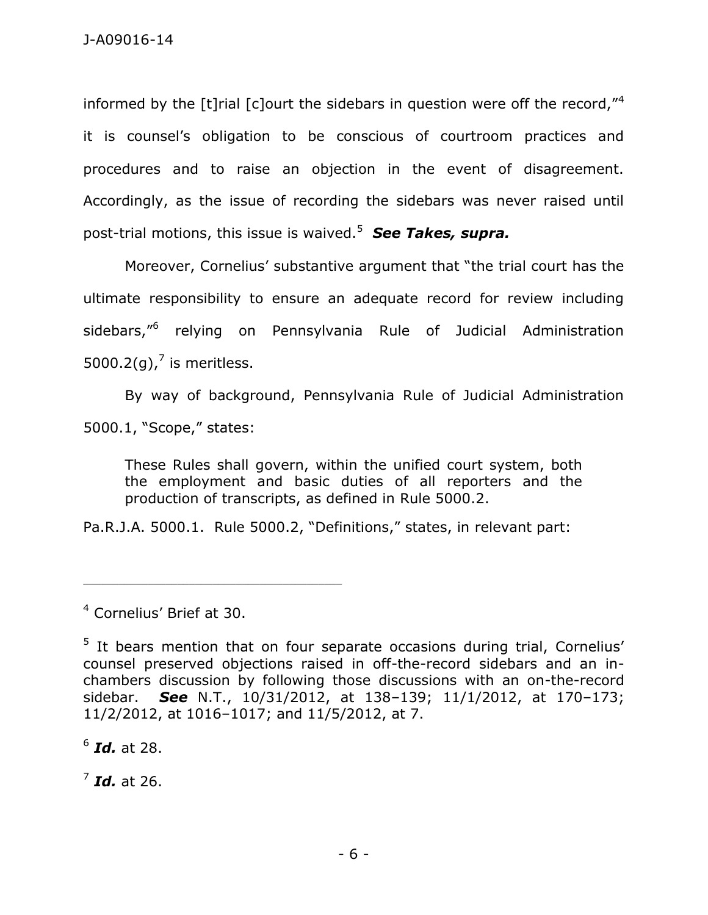informed by the [t]rial [c]ourt the sidebars in question were off the record,"[4] it is counsel's obligation to be conscious of courtroom practices and procedures and to raise an objection in the event of disagreement. Accordingly, as the issue of recording the sidebars was never raised until post-trial motions, this issue is waived.[5] ***See Takes, supra.***

Moreover, Cornelius' substantive argument that "the trial court has the ultimate responsibility to ensure an adequate record for review including sidebars,"[6] relying on Pennsylvania Rule of Judicial Administration 5000.2(g),[7] is meritless.

By way of background, Pennsylvania Rule of Judicial Administration 5000.1, "Scope," states:

> These Rules shall govern, within the unified court system, both the employment and basic duties of all reporters and the production of transcripts, as defined in Rule 5000.2.

Pa.R.J.A. 5000.1. Rule 5000.2, "Definitions," states, in relevant part:

---

[4] Cornelius' Brief at 30.

[5] It bears mention that on four separate occasions during trial, Cornelius' counsel preserved objections raised in off-the-record sidebars and an in-chambers discussion by following those discussions with an on-the-record sidebar. ***See*** N.T., 10/31/2012, at 138–139; 11/1/2012, at 170–173; 11/2/2012, at 1016–1017; and 11/5/2012, at 7.

[6] ***Id.*** at 28.

[7] ***Id.*** at 26.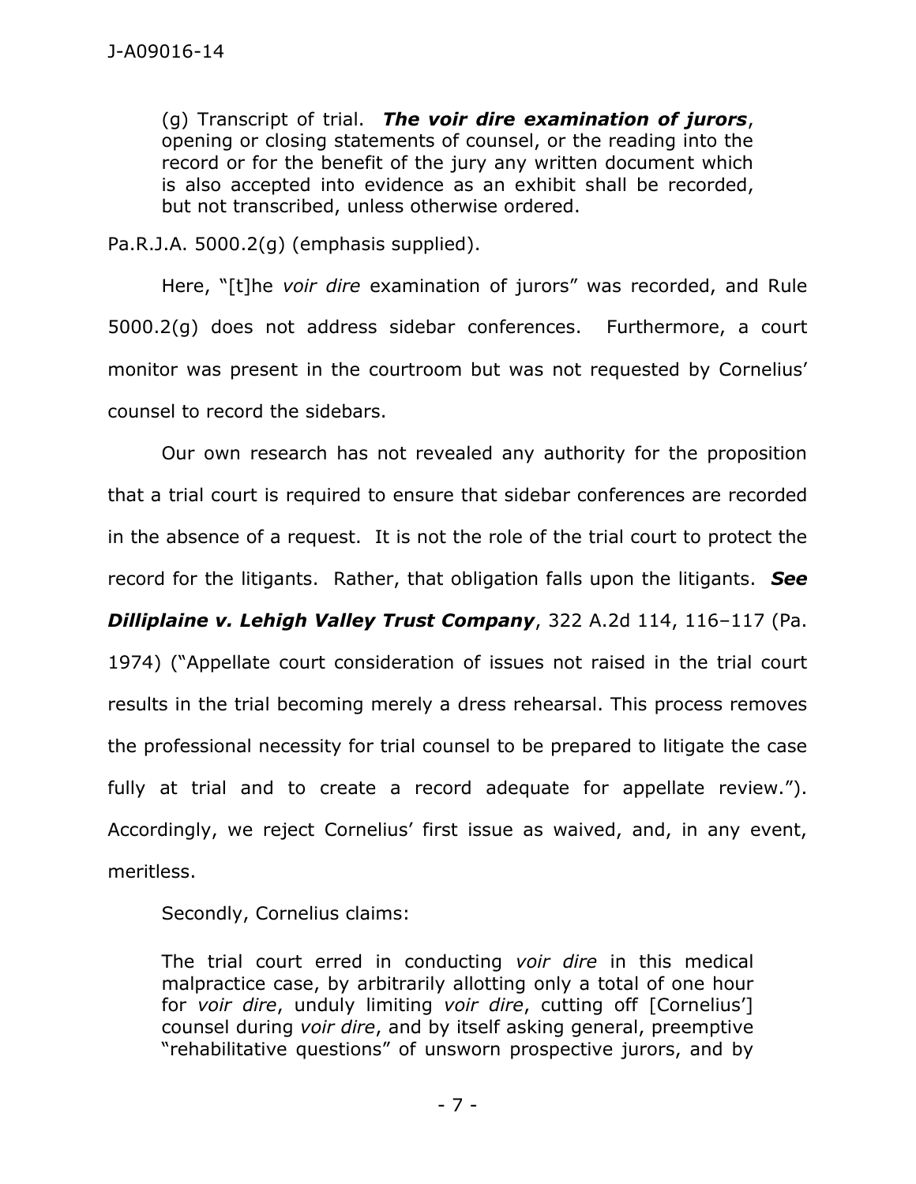(g) Transcript of trial. ***The voir dire examination of jurors***, opening or closing statements of counsel, or the reading into the record or for the benefit of the jury any written document which is also accepted into evidence as an exhibit shall be recorded, but not transcribed, unless otherwise ordered.

Pa.R.J.A. 5000.2(g) (emphasis supplied).

Here, "[t]he *voir dire* examination of jurors" was recorded, and Rule 5000.2(g) does not address sidebar conferences. Furthermore, a court monitor was present in the courtroom but was not requested by Cornelius' counsel to record the sidebars.

Our own research has not revealed any authority for the proposition that a trial court is required to ensure that sidebar conferences are recorded in the absence of a request. It is not the role of the trial court to protect the record for the litigants. Rather, that obligation falls upon the litigants. ***See Dilliplaine v. Lehigh Valley Trust Company***, 322 A.2d 114, 116–117 (Pa. 1974) ("Appellate court consideration of issues not raised in the trial court results in the trial becoming merely a dress rehearsal. This process removes the professional necessity for trial counsel to be prepared to litigate the case fully at trial and to create a record adequate for appellate review."). Accordingly, we reject Cornelius' first issue as waived, and, in any event, meritless.

Secondly, Cornelius claims:

The trial court erred in conducting *voir dire* in this medical malpractice case, by arbitrarily allotting only a total of one hour for *voir dire*, unduly limiting *voir dire*, cutting off [Cornelius'] counsel during *voir dire*, and by itself asking general, preemptive "rehabilitative questions" of unsworn prospective jurors, and by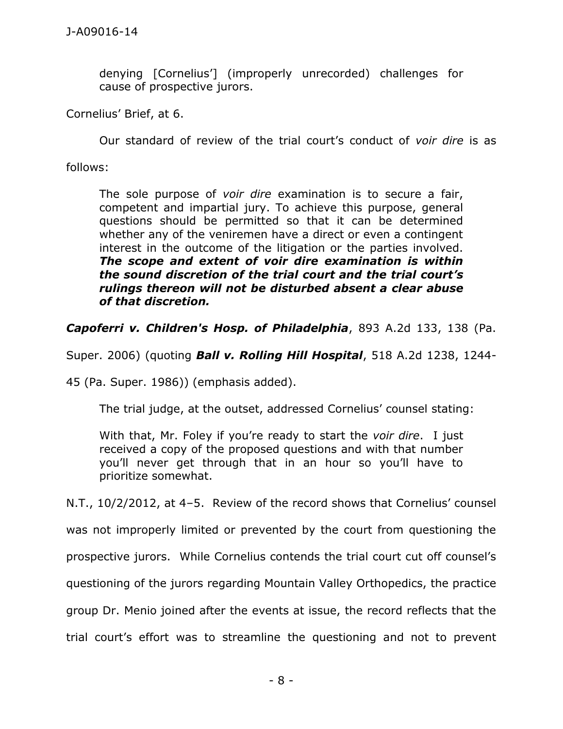denying [Cornelius'] (improperly unrecorded) challenges for cause of prospective jurors.

Cornelius' Brief, at 6.

Our standard of review of the trial court's conduct of *voir dire* is as follows:

> The sole purpose of *voir dire* examination is to secure a fair, competent and impartial jury. To achieve this purpose, general questions should be permitted so that it can be determined whether any of the veniremen have a direct or even a contingent interest in the outcome of the litigation or the parties involved. ***The scope and extent of voir dire examination is within the sound discretion of the trial court and the trial court's rulings thereon will not be disturbed absent a clear abuse of that discretion.***

***Capoferri v. Children's Hosp. of Philadelphia***, 893 A.2d 133, 138 (Pa. Super. 2006) (quoting ***Ball v. Rolling Hill Hospital***, 518 A.2d 1238, 1244-45 (Pa. Super. 1986)) (emphasis added).

The trial judge, at the outset, addressed Cornelius' counsel stating:

> With that, Mr. Foley if you're ready to start the *voir dire*. I just received a copy of the proposed questions and with that number you'll never get through that in an hour so you'll have to prioritize somewhat.

N.T., 10/2/2012, at 4–5. Review of the record shows that Cornelius' counsel was not improperly limited or prevented by the court from questioning the prospective jurors. While Cornelius contends the trial court cut off counsel's questioning of the jurors regarding Mountain Valley Orthopedics, the practice group Dr. Menio joined after the events at issue, the record reflects that the trial court's effort was to streamline the questioning and not to prevent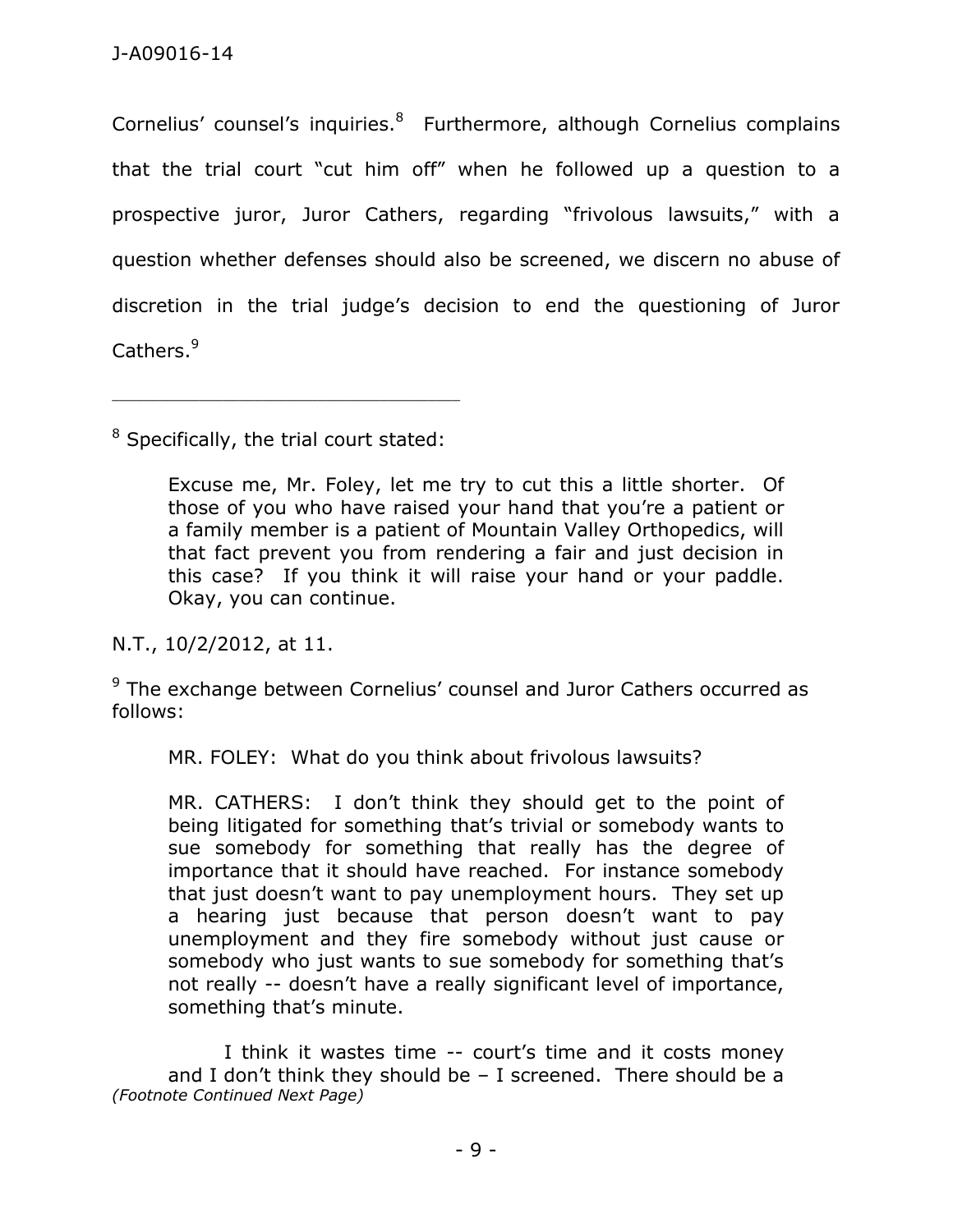Cornelius' counsel's inquiries.[8] Furthermore, although Cornelius complains that the trial court "cut him off" when he followed up a question to a prospective juror, Juror Cathers, regarding "frivolous lawsuits," with a question whether defenses should also be screened, we discern no abuse of discretion in the trial judge's decision to end the questioning of Juror Cathers.[9]

---

[8] Specifically, the trial court stated:

> Excuse me, Mr. Foley, let me try to cut this a little shorter. Of those of you who have raised your hand that you're a patient or a family member is a patient of Mountain Valley Orthopedics, will that fact prevent you from rendering a fair and just decision in this case? If you think it will raise your hand or your paddle. Okay, you can continue.

N.T., 10/2/2012, at 11.

[9] The exchange between Cornelius' counsel and Juror Cathers occurred as follows:

> MR. FOLEY: What do you think about frivolous lawsuits?
>
> MR. CATHERS: I don't think they should get to the point of being litigated for something that's trivial or somebody wants to sue somebody for something that really has the degree of importance that it should have reached. For instance somebody that just doesn't want to pay unemployment hours. They set up a hearing just because that person doesn't want to pay unemployment and they fire somebody without just cause or somebody who just wants to sue somebody for something that's not really -- doesn't have a really significant level of importance, something that's minute.
>
> I think it wastes time -- court's time and it costs money and I don't think they should be – I screened. There should be a

*(Footnote Continued Next Page)*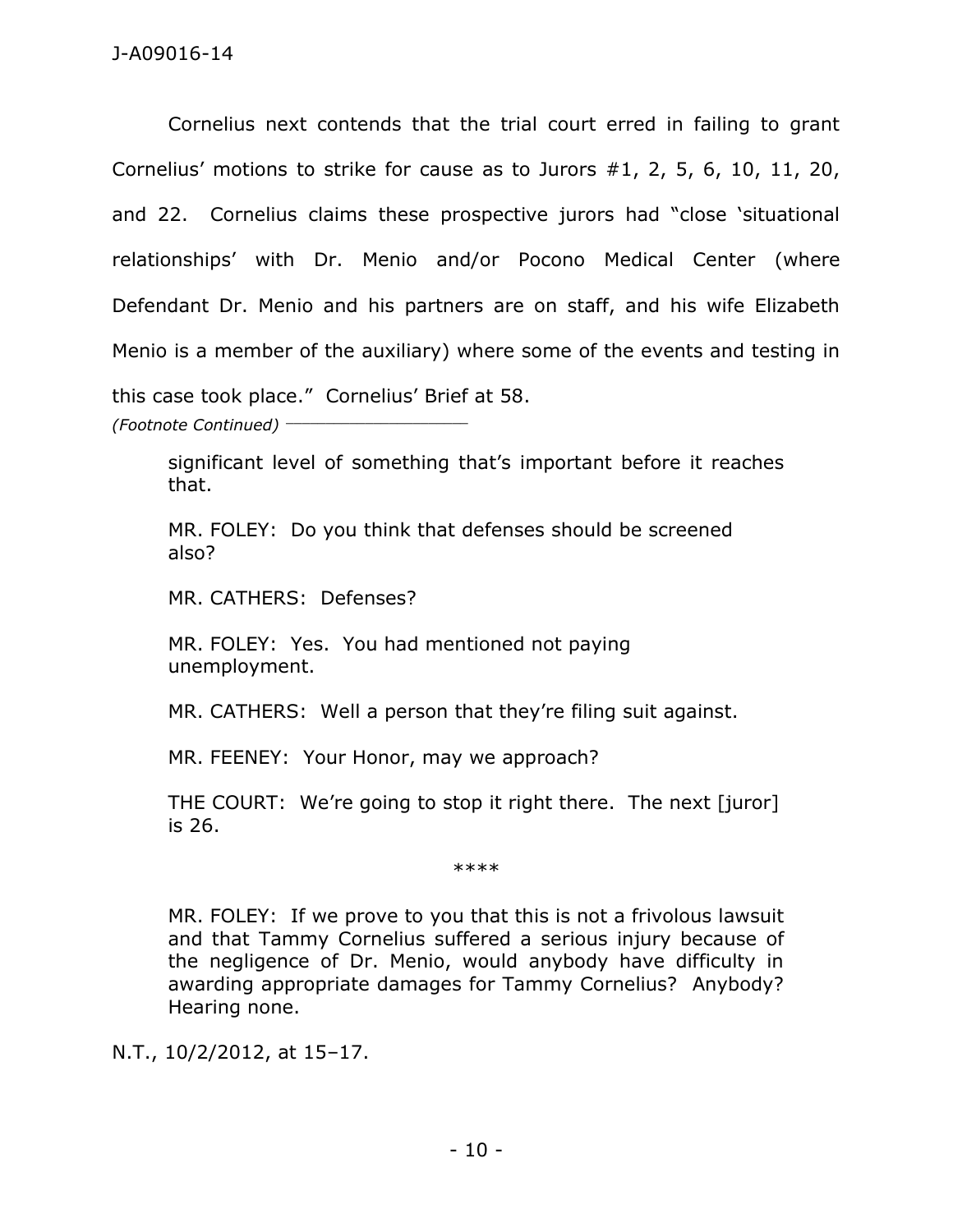Cornelius next contends that the trial court erred in failing to grant Cornelius' motions to strike for cause as to Jurors #1, 2, 5, 6, 10, 11, 20, and 22. Cornelius claims these prospective jurors had "close 'situational relationships' with Dr. Menio and/or Pocono Medical Center (where Defendant Dr. Menio and his partners are on staff, and his wife Elizabeth Menio is a member of the auxiliary) where some of the events and testing in this case took place." Cornelius' Brief at 58.

*(Footnote Continued)*

> significant level of something that's important before it reaches that.
>
> MR. FOLEY: Do you think that defenses should be screened also?
>
> MR. CATHERS: Defenses?
>
> MR. FOLEY: Yes. You had mentioned not paying unemployment.
>
> MR. CATHERS: Well a person that they're filing suit against.
>
> MR. FEENEY: Your Honor, may we approach?
>
> THE COURT: We're going to stop it right there. The next [juror] is 26.
>
> \*\*\*\*
>
> MR. FOLEY: If we prove to you that this is not a frivolous lawsuit and that Tammy Cornelius suffered a serious injury because of the negligence of Dr. Menio, would anybody have difficulty in awarding appropriate damages for Tammy Cornelius? Anybody? Hearing none.

N.T., 10/2/2012, at 15–17.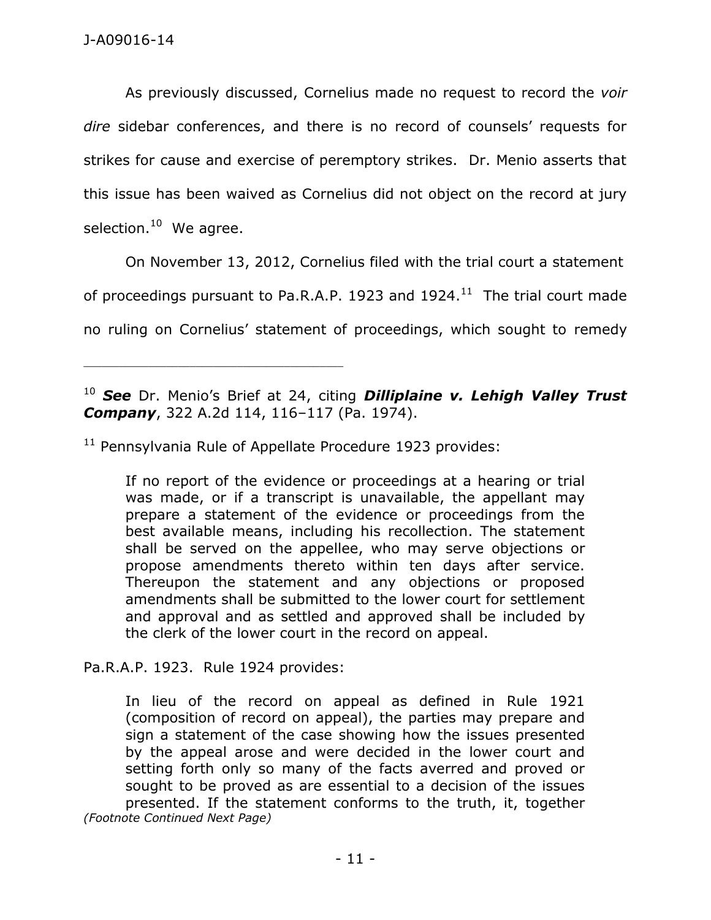As previously discussed, Cornelius made no request to record the *voir dire* sidebar conferences, and there is no record of counsels' requests for strikes for cause and exercise of peremptory strikes. Dr. Menio asserts that this issue has been waived as Cornelius did not object on the record at jury selection.[10] We agree.

On November 13, 2012, Cornelius filed with the trial court a statement of proceedings pursuant to Pa.R.A.P. 1923 and 1924.[11] The trial court made no ruling on Cornelius' statement of proceedings, which sought to remedy

---

[10] ***See*** Dr. Menio's Brief at 24, citing ***Dilliplaine v. Lehigh Valley Trust Company***, 322 A.2d 114, 116–117 (Pa. 1974).

[11] Pennsylvania Rule of Appellate Procedure 1923 provides:

> If no report of the evidence or proceedings at a hearing or trial was made, or if a transcript is unavailable, the appellant may prepare a statement of the evidence or proceedings from the best available means, including his recollection. The statement shall be served on the appellee, who may serve objections or propose amendments thereto within ten days after service. Thereupon the statement and any objections or proposed amendments shall be submitted to the lower court for settlement and approval and as settled and approved shall be included by the clerk of the lower court in the record on appeal.

Pa.R.A.P. 1923. Rule 1924 provides:

> In lieu of the record on appeal as defined in Rule 1921 (composition of record on appeal), the parties may prepare and sign a statement of the case showing how the issues presented by the appeal arose and were decided in the lower court and setting forth only so many of the facts averred and proved or sought to be proved as are essential to a decision of the issues presented. If the statement conforms to the truth, it, together

*(Footnote Continued Next Page)*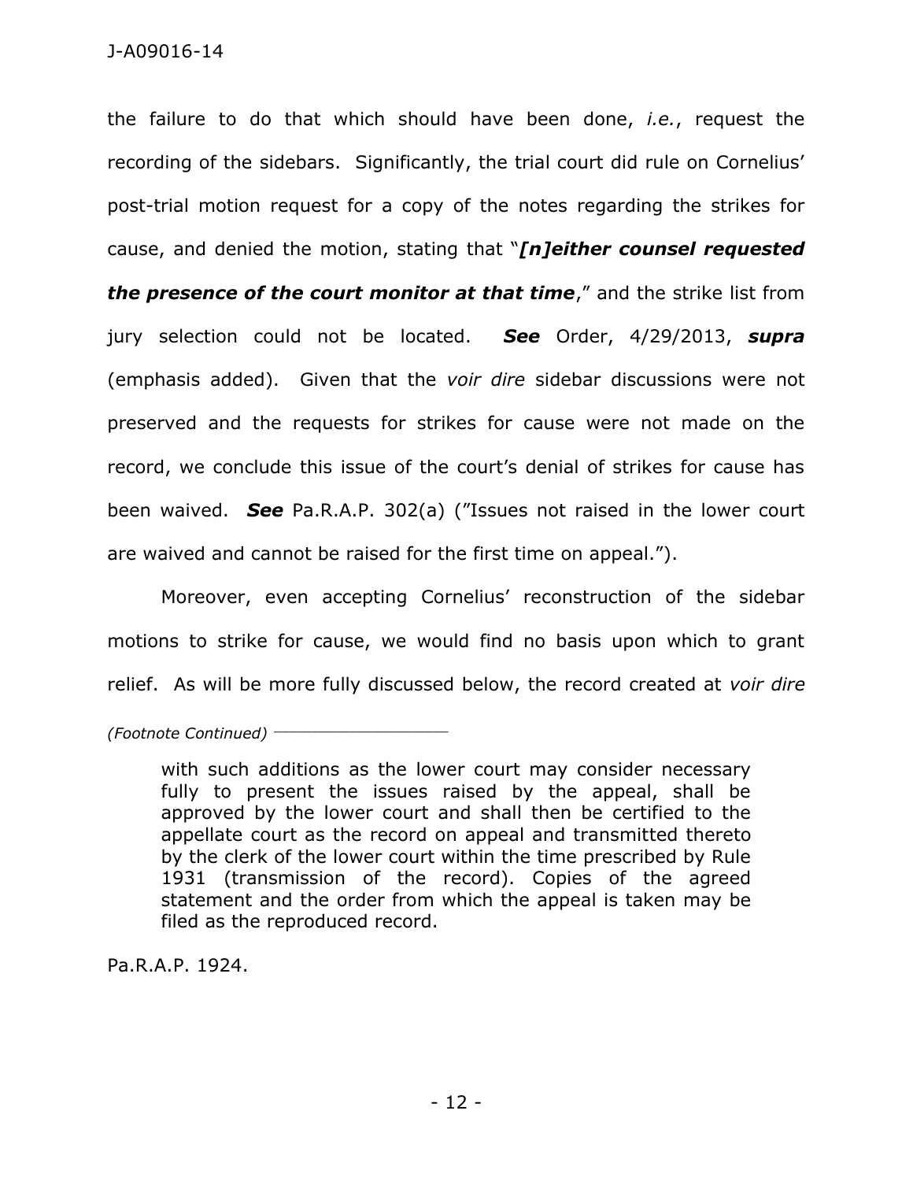the failure to do that which should have been done, *i.e.*, request the recording of the sidebars. Significantly, the trial court did rule on Cornelius' post-trial motion request for a copy of the notes regarding the strikes for cause, and denied the motion, stating that "***[n]either counsel requested the presence of the court monitor at that time***," and the strike list from jury selection could not be located. ***See*** Order, 4/29/2013, ***supra*** (emphasis added). Given that the *voir dire* sidebar discussions were not preserved and the requests for strikes for cause were not made on the record, we conclude this issue of the court's denial of strikes for cause has been waived. ***See*** Pa.R.A.P. 302(a) ("Issues not raised in the lower court are waived and cannot be raised for the first time on appeal.").

Moreover, even accepting Cornelius' reconstruction of the sidebar motions to strike for cause, we would find no basis upon which to grant relief. As will be more fully discussed below, the record created at *voir dire*

---

*(Footnote Continued)*

> with such additions as the lower court may consider necessary fully to present the issues raised by the appeal, shall be approved by the lower court and shall then be certified to the appellate court as the record on appeal and transmitted thereto by the clerk of the lower court within the time prescribed by Rule 1931 (transmission of the record). Copies of the agreed statement and the order from which the appeal is taken may be filed as the reproduced record.

Pa.R.A.P. 1924.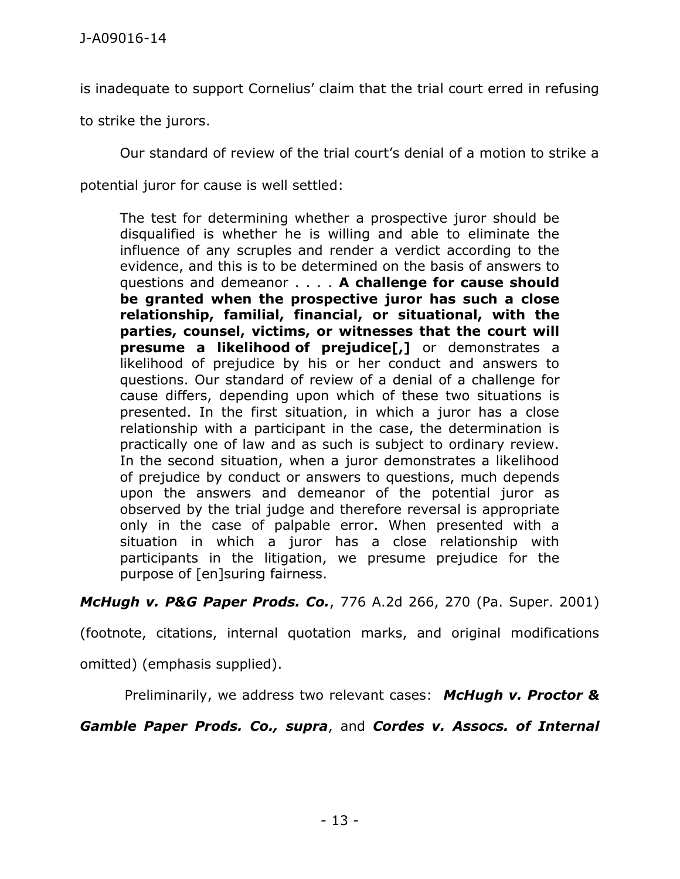is inadequate to support Cornelius' claim that the trial court erred in refusing to strike the jurors.

Our standard of review of the trial court's denial of a motion to strike a potential juror for cause is well settled:

> The test for determining whether a prospective juror should be disqualified is whether he is willing and able to eliminate the influence of any scruples and render a verdict according to the evidence, and this is to be determined on the basis of answers to questions and demeanor . . . . **A challenge for cause should be granted when the prospective juror has such a close relationship, familial, financial, or situational, with the parties, counsel, victims, or witnesses that the court will presume a likelihood of prejudice[,]** or demonstrates a likelihood of prejudice by his or her conduct and answers to questions. Our standard of review of a denial of a challenge for cause differs, depending upon which of these two situations is presented. In the first situation, in which a juror has a close relationship with a participant in the case, the determination is practically one of law and as such is subject to ordinary review. In the second situation, when a juror demonstrates a likelihood of prejudice by conduct or answers to questions, much depends upon the answers and demeanor of the potential juror as observed by the trial judge and therefore reversal is appropriate only in the case of palpable error. When presented with a situation in which a juror has a close relationship with participants in the litigation, we presume prejudice for the purpose of [en]suring fairness.

***McHugh v. P&G Paper Prods. Co.***, 776 A.2d 266, 270 (Pa. Super. 2001) (footnote, citations, internal quotation marks, and original modifications omitted) (emphasis supplied).

Preliminarily, we address two relevant cases: ***McHugh v. Proctor & Gamble Paper Prods. Co., supra***, and ***Cordes v. Assocs. of Internal***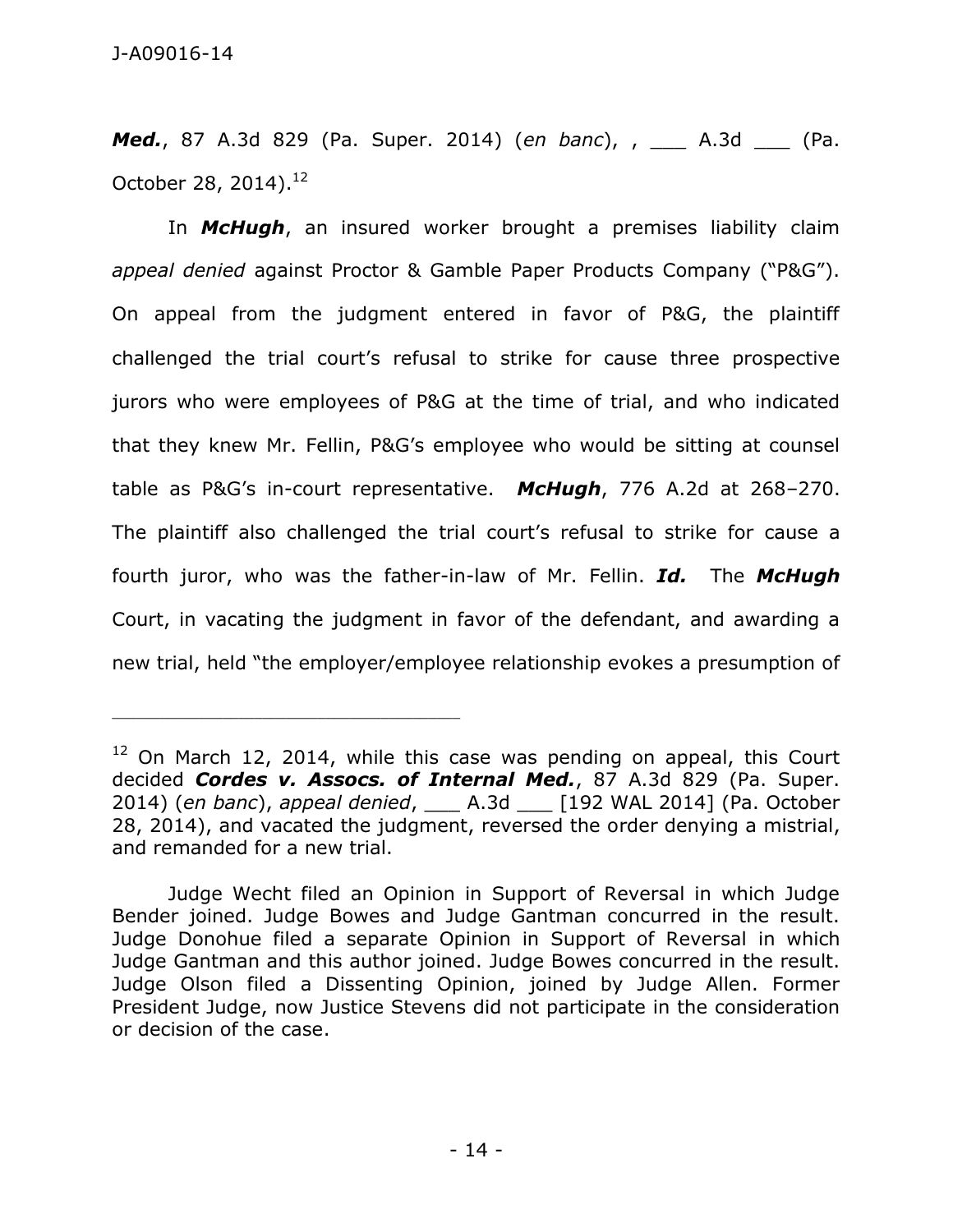***Med.***, 87 A.3d 829 (Pa. Super. 2014) (*en banc*), , ___ A.3d ___ (Pa. October 28, 2014).[12]

In ***McHugh***, an insured worker brought a premises liability claim *appeal denied* against Proctor & Gamble Paper Products Company ("P&G"). On appeal from the judgment entered in favor of P&G, the plaintiff challenged the trial court's refusal to strike for cause three prospective jurors who were employees of P&G at the time of trial, and who indicated that they knew Mr. Fellin, P&G's employee who would be sitting at counsel table as P&G's in-court representative. ***McHugh***, 776 A.2d at 268–270. The plaintiff also challenged the trial court's refusal to strike for cause a fourth juror, who was the father-in-law of Mr. Fellin. ***Id.*** The ***McHugh*** Court, in vacating the judgment in favor of the defendant, and awarding a new trial, held "the employer/employee relationship evokes a presumption of

---

[12] On March 12, 2014, while this case was pending on appeal, this Court decided ***Cordes v. Assocs. of Internal Med.***, 87 A.3d 829 (Pa. Super. 2014) (*en banc*), *appeal denied*, ___ A.3d ___ [192 WAL 2014] (Pa. October 28, 2014), and vacated the judgment, reversed the order denying a mistrial, and remanded for a new trial.

Judge Wecht filed an Opinion in Support of Reversal in which Judge Bender joined. Judge Bowes and Judge Gantman concurred in the result. Judge Donohue filed a separate Opinion in Support of Reversal in which Judge Gantman and this author joined. Judge Bowes concurred in the result. Judge Olson filed a Dissenting Opinion, joined by Judge Allen. Former President Judge, now Justice Stevens did not participate in the consideration or decision of the case.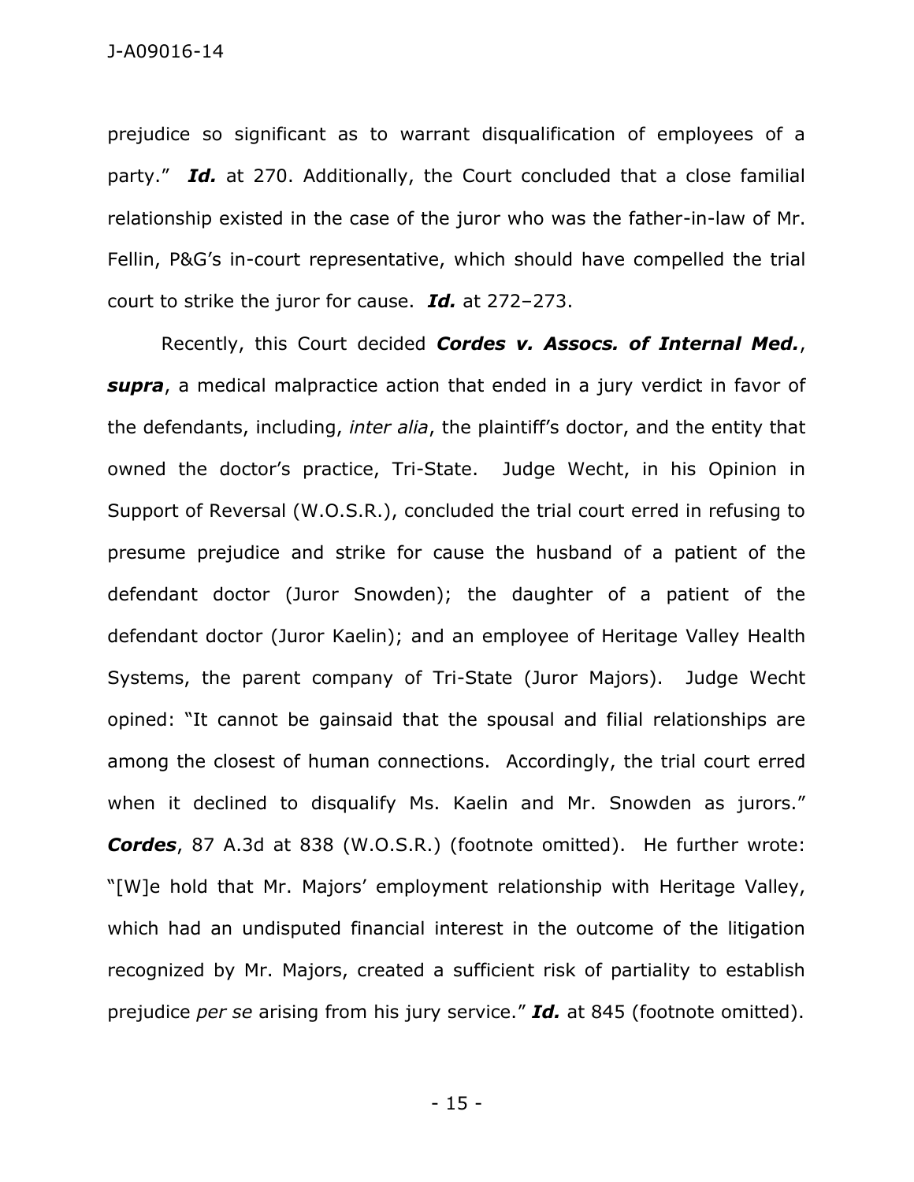prejudice so significant as to warrant disqualification of employees of a party." ***Id.*** at 270. Additionally, the Court concluded that a close familial relationship existed in the case of the juror who was the father-in-law of Mr. Fellin, P&G's in-court representative, which should have compelled the trial court to strike the juror for cause. ***Id.*** at 272–273.

Recently, this Court decided ***Cordes v. Assocs. of Internal Med.***, ***supra***, a medical malpractice action that ended in a jury verdict in favor of the defendants, including, *inter alia*, the plaintiff's doctor, and the entity that owned the doctor's practice, Tri-State. Judge Wecht, in his Opinion in Support of Reversal (W.O.S.R.), concluded the trial court erred in refusing to presume prejudice and strike for cause the husband of a patient of the defendant doctor (Juror Snowden); the daughter of a patient of the defendant doctor (Juror Kaelin); and an employee of Heritage Valley Health Systems, the parent company of Tri-State (Juror Majors). Judge Wecht opined: "It cannot be gainsaid that the spousal and filial relationships are among the closest of human connections. Accordingly, the trial court erred when it declined to disqualify Ms. Kaelin and Mr. Snowden as jurors." ***Cordes***, 87 A.3d at 838 (W.O.S.R.) (footnote omitted). He further wrote: "[W]e hold that Mr. Majors' employment relationship with Heritage Valley, which had an undisputed financial interest in the outcome of the litigation recognized by Mr. Majors, created a sufficient risk of partiality to establish prejudice *per se* arising from his jury service." ***Id.*** at 845 (footnote omitted).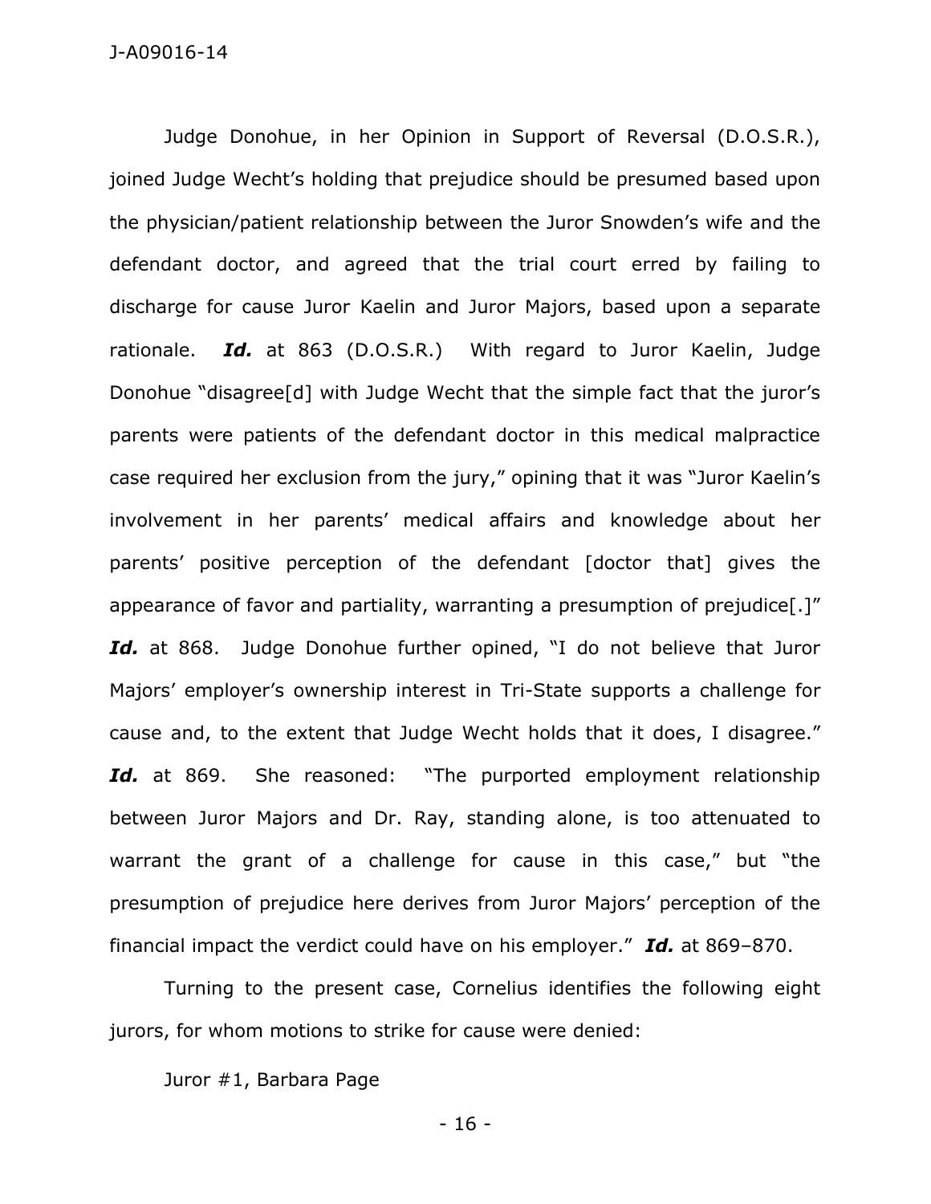Judge Donohue, in her Opinion in Support of Reversal (D.O.S.R.), joined Judge Wecht's holding that prejudice should be presumed based upon the physician/patient relationship between the Juror Snowden's wife and the defendant doctor, and agreed that the trial court erred by failing to discharge for cause Juror Kaelin and Juror Majors, based upon a separate rationale. ***Id.*** at 863 (D.O.S.R.) With regard to Juror Kaelin, Judge Donohue "disagree[d] with Judge Wecht that the simple fact that the juror's parents were patients of the defendant doctor in this medical malpractice case required her exclusion from the jury," opining that it was "Juror Kaelin's involvement in her parents' medical affairs and knowledge about her parents' positive perception of the defendant [doctor that] gives the appearance of favor and partiality, warranting a presumption of prejudice[.]" ***Id.*** at 868. Judge Donohue further opined, "I do not believe that Juror Majors' employer's ownership interest in Tri-State supports a challenge for cause and, to the extent that Judge Wecht holds that it does, I disagree." ***Id.*** at 869. She reasoned: "The purported employment relationship between Juror Majors and Dr. Ray, standing alone, is too attenuated to warrant the grant of a challenge for cause in this case," but "the presumption of prejudice here derives from Juror Majors' perception of the financial impact the verdict could have on his employer." ***Id.*** at 869–870.

Turning to the present case, Cornelius identifies the following eight jurors, for whom motions to strike for cause were denied:

Juror #1, Barbara Page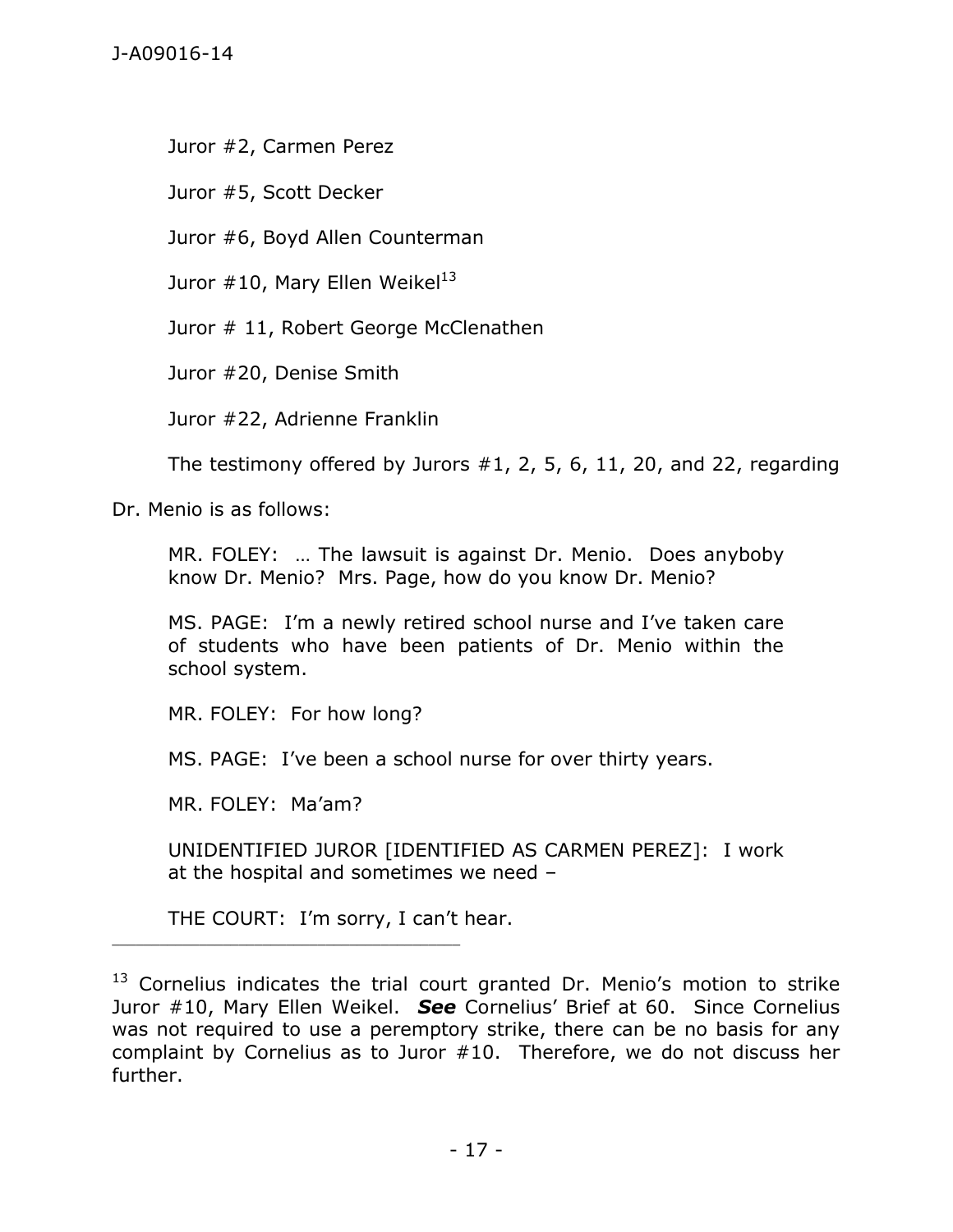Juror #2, Carmen Perez

Juror #5, Scott Decker

Juror #6, Boyd Allen Counterman

Juror #10, Mary Ellen Weikel[13]

Juror # 11, Robert George McClenathen

Juror #20, Denise Smith

Juror #22, Adrienne Franklin

The testimony offered by Jurors #1, 2, 5, 6, 11, 20, and 22, regarding Dr. Menio is as follows:

> MR. FOLEY: … The lawsuit is against Dr. Menio. Does anyboby know Dr. Menio? Mrs. Page, how do you know Dr. Menio?
>
> MS. PAGE: I'm a newly retired school nurse and I've taken care of students who have been patients of Dr. Menio within the school system.
>
> MR. FOLEY: For how long?
>
> MS. PAGE: I've been a school nurse for over thirty years.
>
> MR. FOLEY: Ma'am?
>
> UNIDENTIFIED JUROR [IDENTIFIED AS CARMEN PEREZ]: I work at the hospital and sometimes we need –
>
> THE COURT: I'm sorry, I can't hear.

---

[13] Cornelius indicates the trial court granted Dr. Menio's motion to strike Juror #10, Mary Ellen Weikel. ***See*** Cornelius' Brief at 60. Since Cornelius was not required to use a peremptory strike, there can be no basis for any complaint by Cornelius as to Juror #10. Therefore, we do not discuss her further.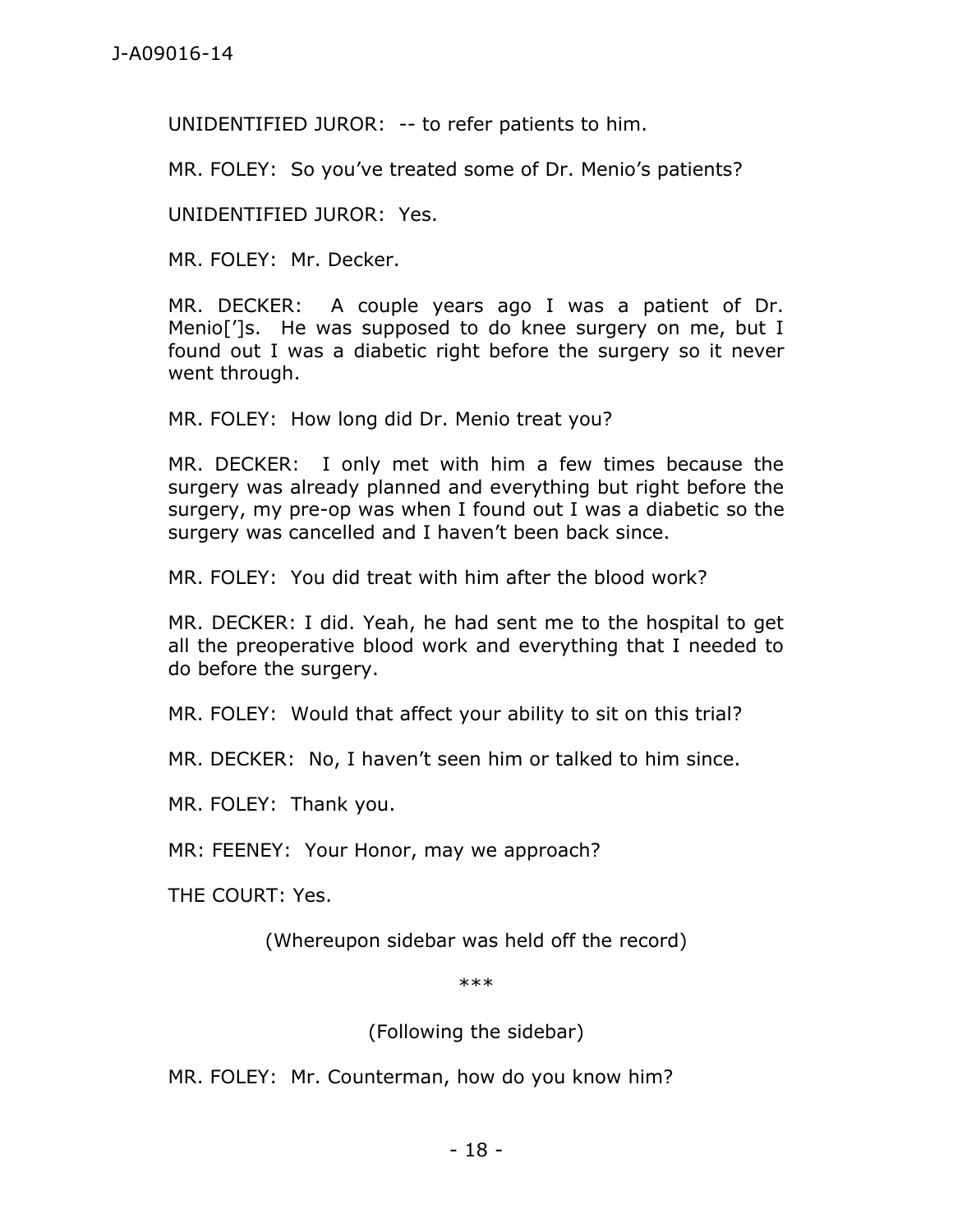UNIDENTIFIED JUROR: -- to refer patients to him.

MR. FOLEY: So you've treated some of Dr. Menio's patients?

UNIDENTIFIED JUROR: Yes.

MR. FOLEY: Mr. Decker.

MR. DECKER: A couple years ago I was a patient of Dr. Menio[']s. He was supposed to do knee surgery on me, but I found out I was a diabetic right before the surgery so it never went through.

MR. FOLEY: How long did Dr. Menio treat you?

MR. DECKER: I only met with him a few times because the surgery was already planned and everything but right before the surgery, my pre-op was when I found out I was a diabetic so the surgery was cancelled and I haven't been back since.

MR. FOLEY: You did treat with him after the blood work?

MR. DECKER: I did. Yeah, he had sent me to the hospital to get all the preoperative blood work and everything that I needed to do before the surgery.

MR. FOLEY: Would that affect your ability to sit on this trial?

MR. DECKER: No, I haven't seen him or talked to him since.

MR. FOLEY: Thank you.

MR: FEENEY: Your Honor, may we approach?

THE COURT: Yes.

(Whereupon sidebar was held off the record)

***

(Following the sidebar)

MR. FOLEY: Mr. Counterman, how do you know him?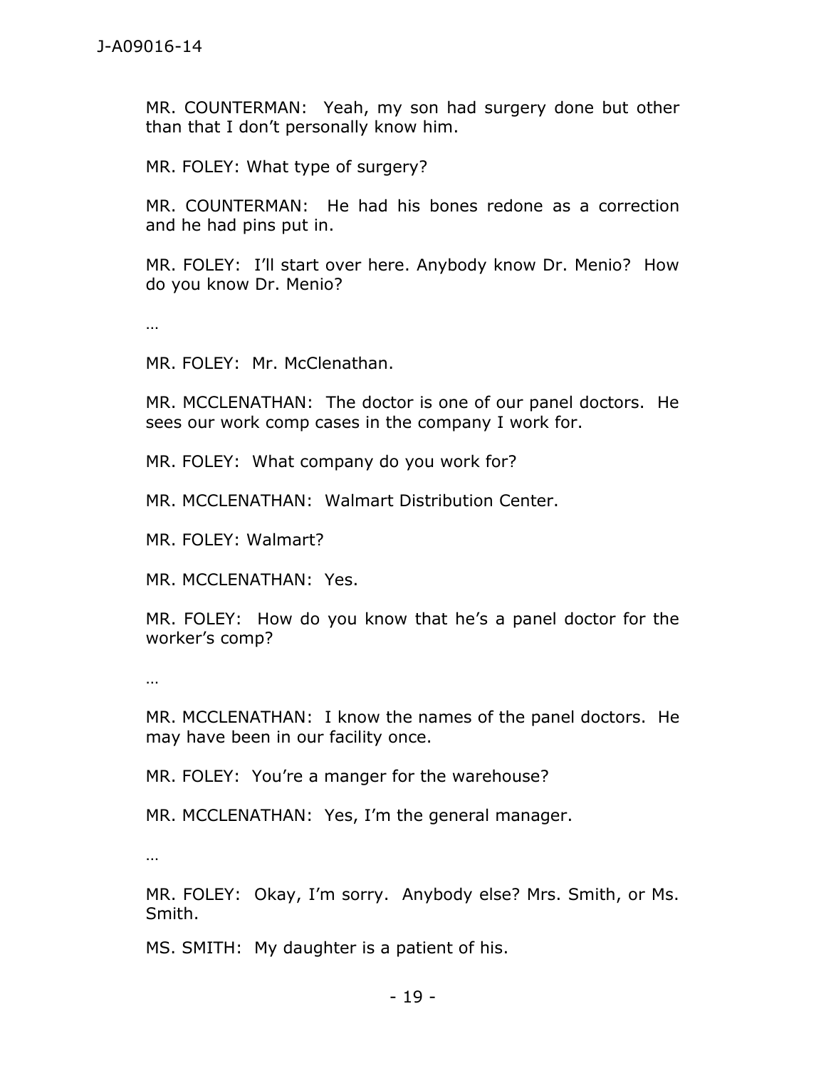MR. COUNTERMAN: Yeah, my son had surgery done but other than that I don't personally know him.

MR. FOLEY: What type of surgery?

MR. COUNTERMAN: He had his bones redone as a correction and he had pins put in.

MR. FOLEY: I'll start over here. Anybody know Dr. Menio? How do you know Dr. Menio?

…

MR. FOLEY: Mr. McClenathan.

MR. MCCLENATHAN: The doctor is one of our panel doctors. He sees our work comp cases in the company I work for.

MR. FOLEY: What company do you work for?

MR. MCCLENATHAN: Walmart Distribution Center.

MR. FOLEY: Walmart?

MR. MCCLENATHAN: Yes.

MR. FOLEY: How do you know that he's a panel doctor for the worker's comp?

…

MR. MCCLENATHAN: I know the names of the panel doctors. He may have been in our facility once.

MR. FOLEY: You're a manger for the warehouse?

MR. MCCLENATHAN: Yes, I'm the general manager.

…

MR. FOLEY: Okay, I'm sorry. Anybody else? Mrs. Smith, or Ms. Smith.

MS. SMITH: My daughter is a patient of his.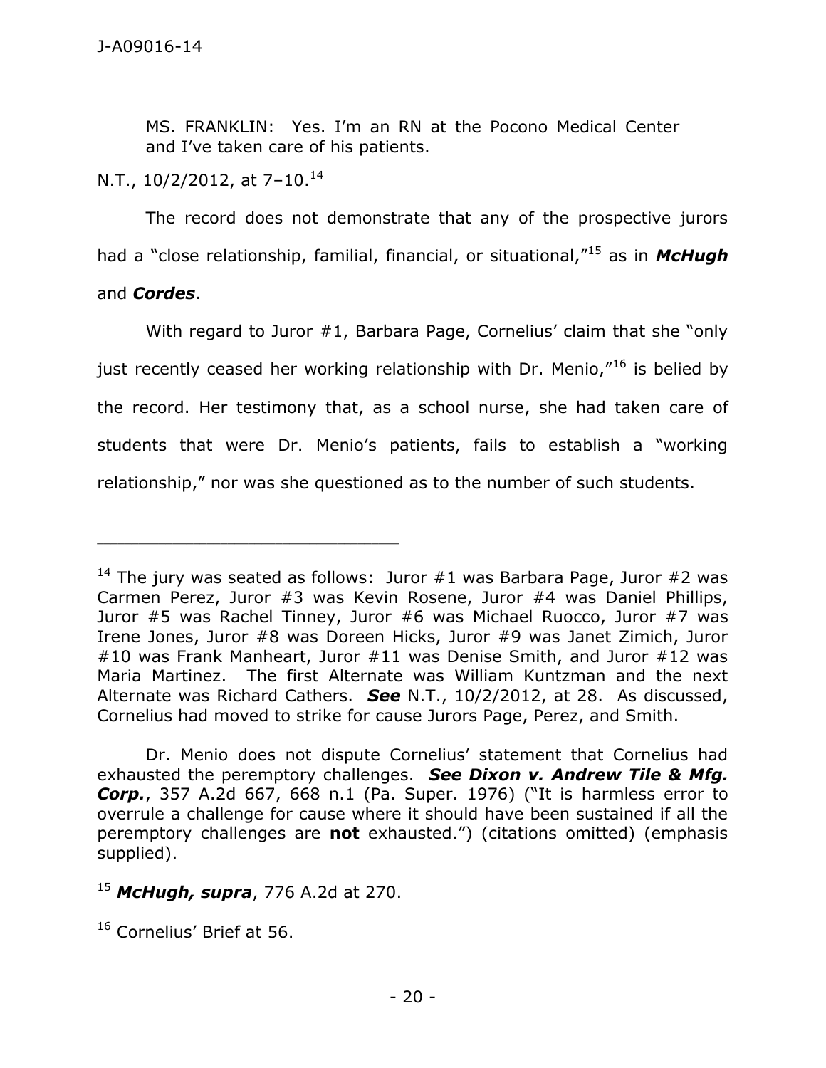MS. FRANKLIN: Yes. I'm an RN at the Pocono Medical Center and I've taken care of his patients.

N.T., 10/2/2012, at 7–10.[14]

The record does not demonstrate that any of the prospective jurors had a "close relationship, familial, financial, or situational,"[15] as in ***McHugh*** and ***Cordes***.

With regard to Juror #1, Barbara Page, Cornelius' claim that she "only just recently ceased her working relationship with Dr. Menio,"[16] is belied by the record. Her testimony that, as a school nurse, she had taken care of students that were Dr. Menio's patients, fails to establish a "working relationship," nor was she questioned as to the number of such students.

---

[14] The jury was seated as follows: Juror #1 was Barbara Page, Juror #2 was Carmen Perez, Juror #3 was Kevin Rosene, Juror #4 was Daniel Phillips, Juror #5 was Rachel Tinney, Juror #6 was Michael Ruocco, Juror #7 was Irene Jones, Juror #8 was Doreen Hicks, Juror #9 was Janet Zimich, Juror #10 was Frank Manheart, Juror #11 was Denise Smith, and Juror #12 was Maria Martinez. The first Alternate was William Kuntzman and the next Alternate was Richard Cathers. ***See*** N.T., 10/2/2012, at 28. As discussed, Cornelius had moved to strike for cause Jurors Page, Perez, and Smith.

Dr. Menio does not dispute Cornelius' statement that Cornelius had exhausted the peremptory challenges. ***See Dixon v. Andrew Tile & Mfg. Corp.***, 357 A.2d 667, 668 n.1 (Pa. Super. 1976) ("It is harmless error to overrule a challenge for cause where it should have been sustained if all the peremptory challenges are **not** exhausted.") (citations omitted) (emphasis supplied).

[15] ***McHugh, supra***, 776 A.2d at 270.

[16] Cornelius' Brief at 56.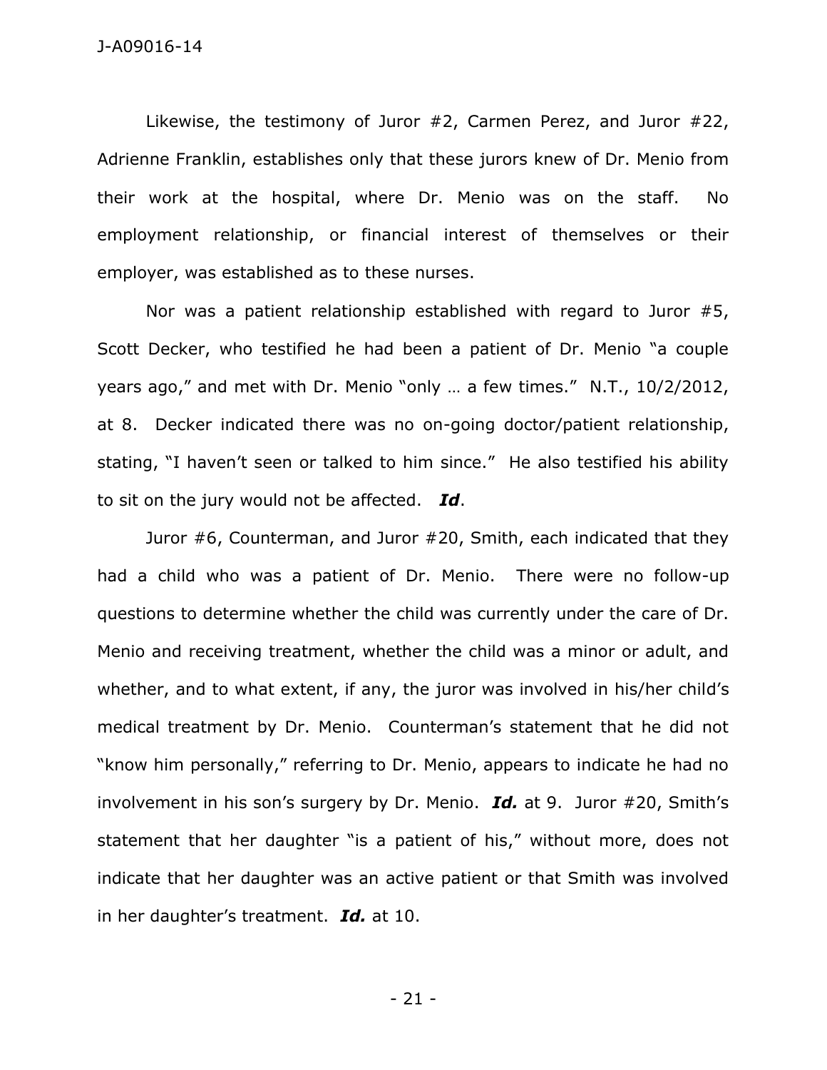Likewise, the testimony of Juror #2, Carmen Perez, and Juror #22, Adrienne Franklin, establishes only that these jurors knew of Dr. Menio from their work at the hospital, where Dr. Menio was on the staff. No employment relationship, or financial interest of themselves or their employer, was established as to these nurses.

Nor was a patient relationship established with regard to Juror #5, Scott Decker, who testified he had been a patient of Dr. Menio "a couple years ago," and met with Dr. Menio "only … a few times." N.T., 10/2/2012, at 8. Decker indicated there was no on-going doctor/patient relationship, stating, "I haven't seen or talked to him since." He also testified his ability to sit on the jury would not be affected. ***Id***.

Juror #6, Counterman, and Juror #20, Smith, each indicated that they had a child who was a patient of Dr. Menio. There were no follow-up questions to determine whether the child was currently under the care of Dr. Menio and receiving treatment, whether the child was a minor or adult, and whether, and to what extent, if any, the juror was involved in his/her child's medical treatment by Dr. Menio. Counterman's statement that he did not "know him personally," referring to Dr. Menio, appears to indicate he had no involvement in his son's surgery by Dr. Menio. ***Id.*** at 9. Juror #20, Smith's statement that her daughter "is a patient of his," without more, does not indicate that her daughter was an active patient or that Smith was involved in her daughter's treatment. ***Id.*** at 10.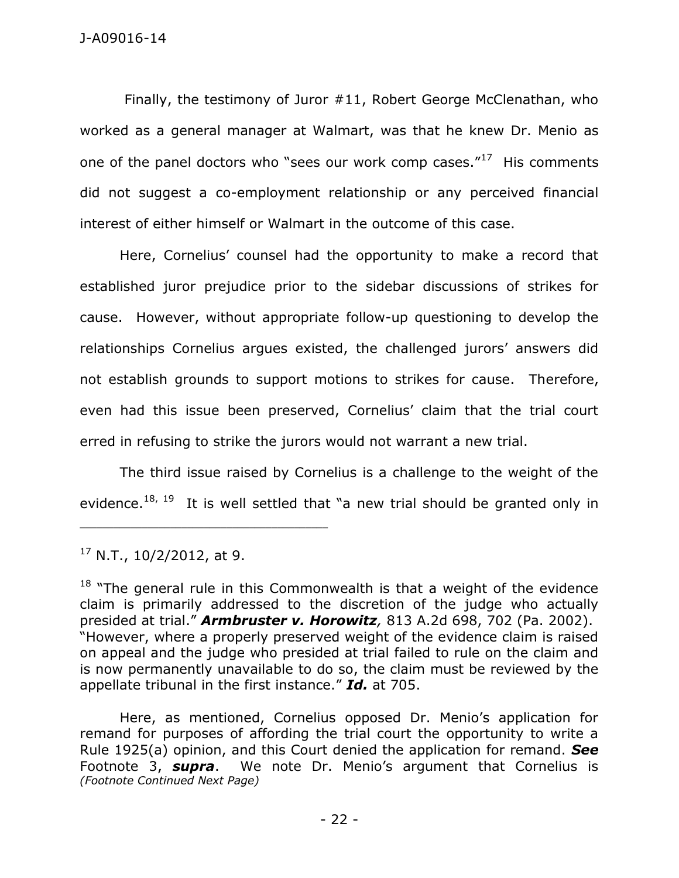Finally, the testimony of Juror #11, Robert George McClenathan, who worked as a general manager at Walmart, was that he knew Dr. Menio as one of the panel doctors who "sees our work comp cases."[17] His comments did not suggest a co-employment relationship or any perceived financial interest of either himself or Walmart in the outcome of this case.

Here, Cornelius' counsel had the opportunity to make a record that established juror prejudice prior to the sidebar discussions of strikes for cause. However, without appropriate follow-up questioning to develop the relationships Cornelius argues existed, the challenged jurors' answers did not establish grounds to support motions to strikes for cause. Therefore, even had this issue been preserved, Cornelius' claim that the trial court erred in refusing to strike the jurors would not warrant a new trial.

The third issue raised by Cornelius is a challenge to the weight of the evidence.[18, 19] It is well settled that "a new trial should be granted only in

---

[17] N.T., 10/2/2012, at 9.

[18] "The general rule in this Commonwealth is that a weight of the evidence claim is primarily addressed to the discretion of the judge who actually presided at trial." ***Armbruster v. Horowitz**,* 813 A.2d 698, 702 (Pa. 2002). "However, where a properly preserved weight of the evidence claim is raised on appeal and the judge who presided at trial failed to rule on the claim and is now permanently unavailable to do so, the claim must be reviewed by the appellate tribunal in the first instance." ***Id.*** at 705.

Here, as mentioned, Cornelius opposed Dr. Menio's application for remand for purposes of affording the trial court the opportunity to write a Rule 1925(a) opinion, and this Court denied the application for remand. ***See*** Footnote 3, ***supra***. We note Dr. Menio's argument that Cornelius is *(Footnote Continued Next Page)*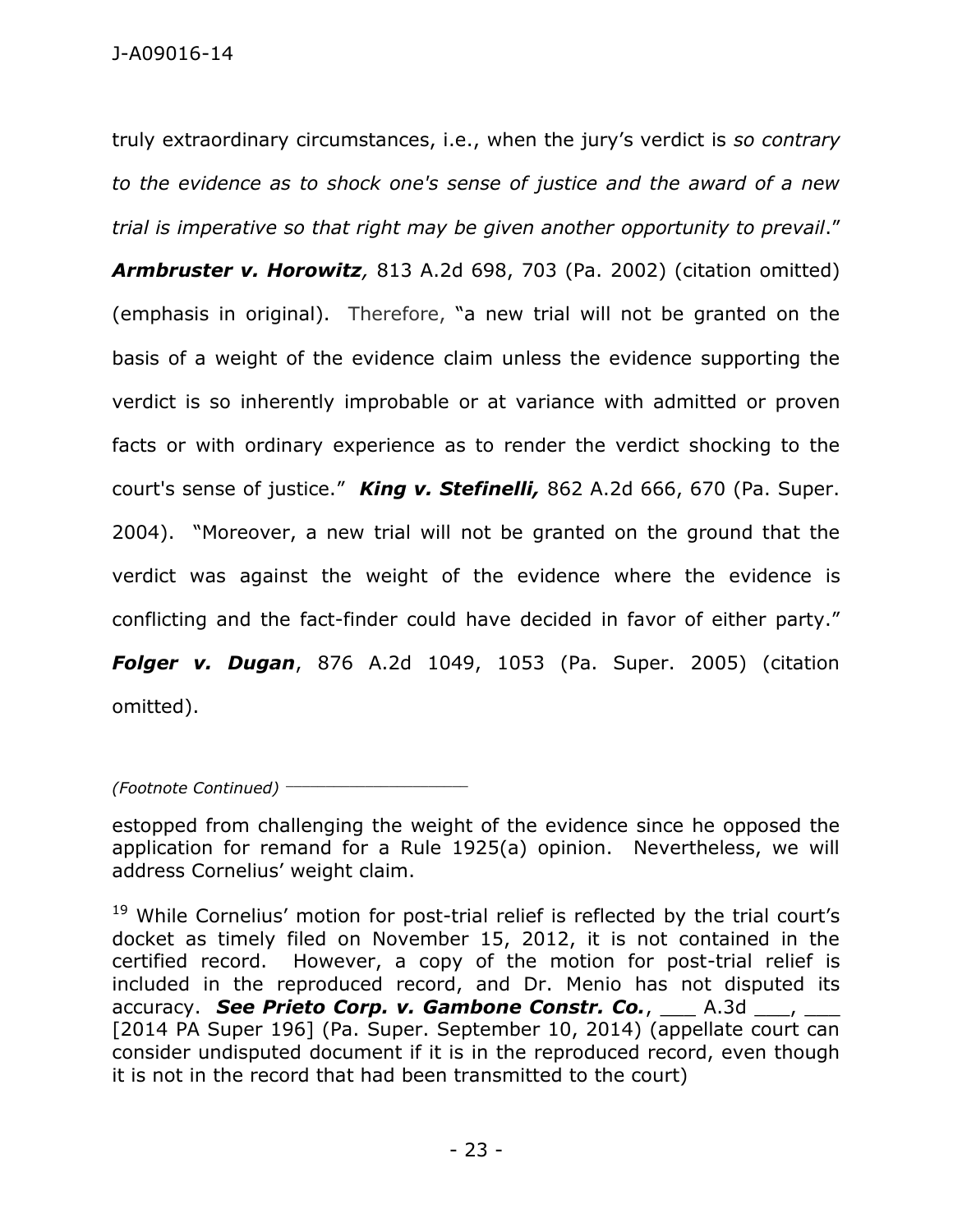truly extraordinary circumstances, i.e., when the jury's verdict is *so contrary to the evidence as to shock one's sense of justice and the award of a new trial is imperative so that right may be given another opportunity to prevail*." ***Armbruster v. Horowitz,*** 813 A.2d 698, 703 (Pa. 2002) (citation omitted) (emphasis in original). Therefore, "a new trial will not be granted on the basis of a weight of the evidence claim unless the evidence supporting the verdict is so inherently improbable or at variance with admitted or proven facts or with ordinary experience as to render the verdict shocking to the court's sense of justice." ***King v. Stefinelli,*** 862 A.2d 666, 670 (Pa. Super. 2004). "Moreover, a new trial will not be granted on the ground that the verdict was against the weight of the evidence where the evidence is conflicting and the fact-finder could have decided in favor of either party." ***Folger v. Dugan***, 876 A.2d 1049, 1053 (Pa. Super. 2005) (citation omitted).

---

*(Footnote Continued)*

estopped from challenging the weight of the evidence since he opposed the application for remand for a Rule 1925(a) opinion. Nevertheless, we will address Cornelius' weight claim.

[19] While Cornelius' motion for post-trial relief is reflected by the trial court's docket as timely filed on November 15, 2012, it is not contained in the certified record. However, a copy of the motion for post-trial relief is included in the reproduced record, and Dr. Menio has not disputed its accuracy. ***See Prieto Corp. v. Gambone Constr. Co.***, ___ A.3d ___, ___ [2014 PA Super 196] (Pa. Super. September 10, 2014) (appellate court can consider undisputed document if it is in the reproduced record, even though it is not in the record that had been transmitted to the court)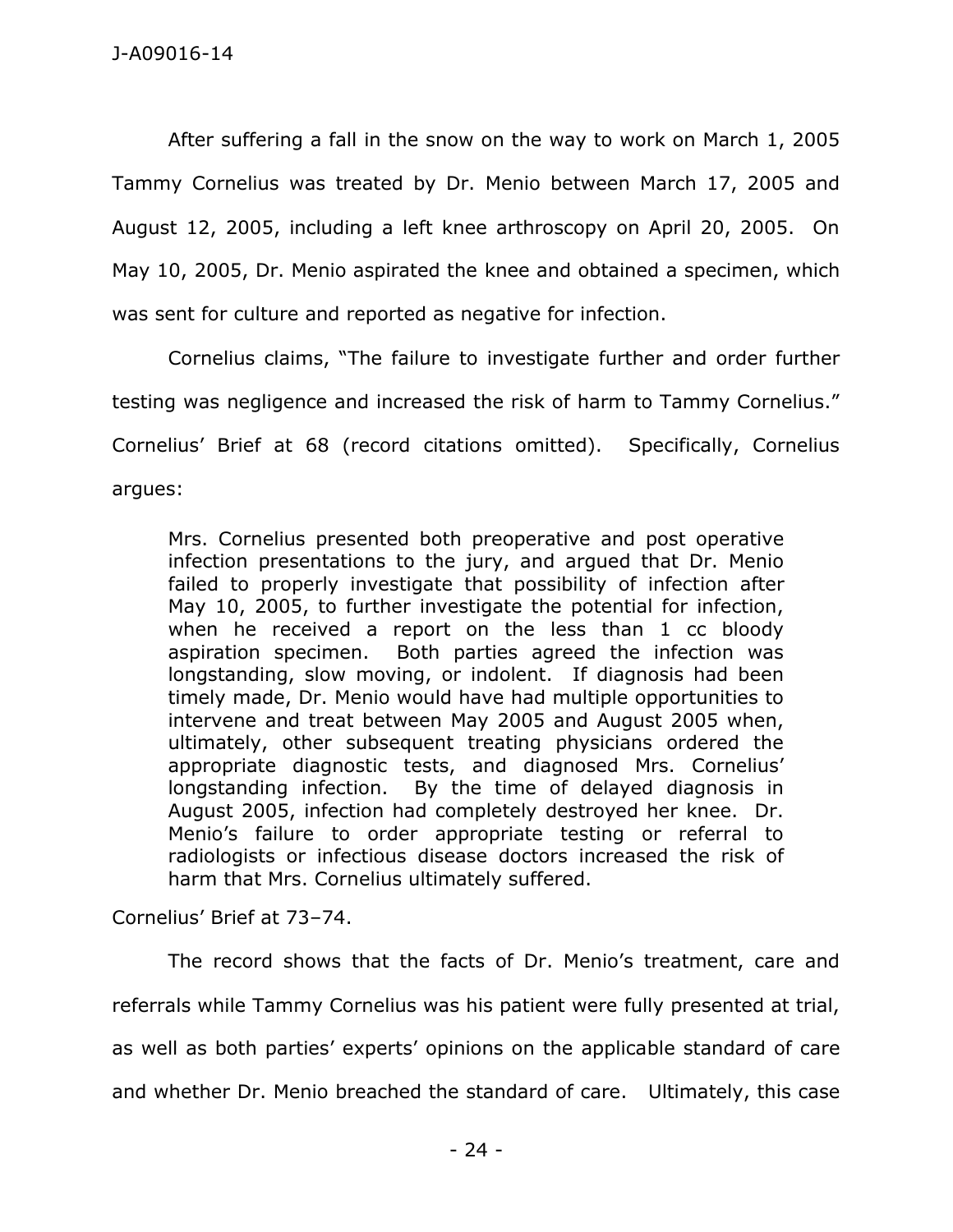After suffering a fall in the snow on the way to work on March 1, 2005 Tammy Cornelius was treated by Dr. Menio between March 17, 2005 and August 12, 2005, including a left knee arthroscopy on April 20, 2005. On May 10, 2005, Dr. Menio aspirated the knee and obtained a specimen, which was sent for culture and reported as negative for infection.

Cornelius claims, "The failure to investigate further and order further testing was negligence and increased the risk of harm to Tammy Cornelius." Cornelius' Brief at 68 (record citations omitted). Specifically, Cornelius argues:

> Mrs. Cornelius presented both preoperative and post operative infection presentations to the jury, and argued that Dr. Menio failed to properly investigate that possibility of infection after May 10, 2005, to further investigate the potential for infection, when he received a report on the less than 1 cc bloody aspiration specimen. Both parties agreed the infection was longstanding, slow moving, or indolent. If diagnosis had been timely made, Dr. Menio would have had multiple opportunities to intervene and treat between May 2005 and August 2005 when, ultimately, other subsequent treating physicians ordered the appropriate diagnostic tests, and diagnosed Mrs. Cornelius' longstanding infection. By the time of delayed diagnosis in August 2005, infection had completely destroyed her knee. Dr. Menio's failure to order appropriate testing or referral to radiologists or infectious disease doctors increased the risk of harm that Mrs. Cornelius ultimately suffered.

Cornelius' Brief at 73–74.

The record shows that the facts of Dr. Menio's treatment, care and referrals while Tammy Cornelius was his patient were fully presented at trial, as well as both parties' experts' opinions on the applicable standard of care and whether Dr. Menio breached the standard of care. Ultimately, this case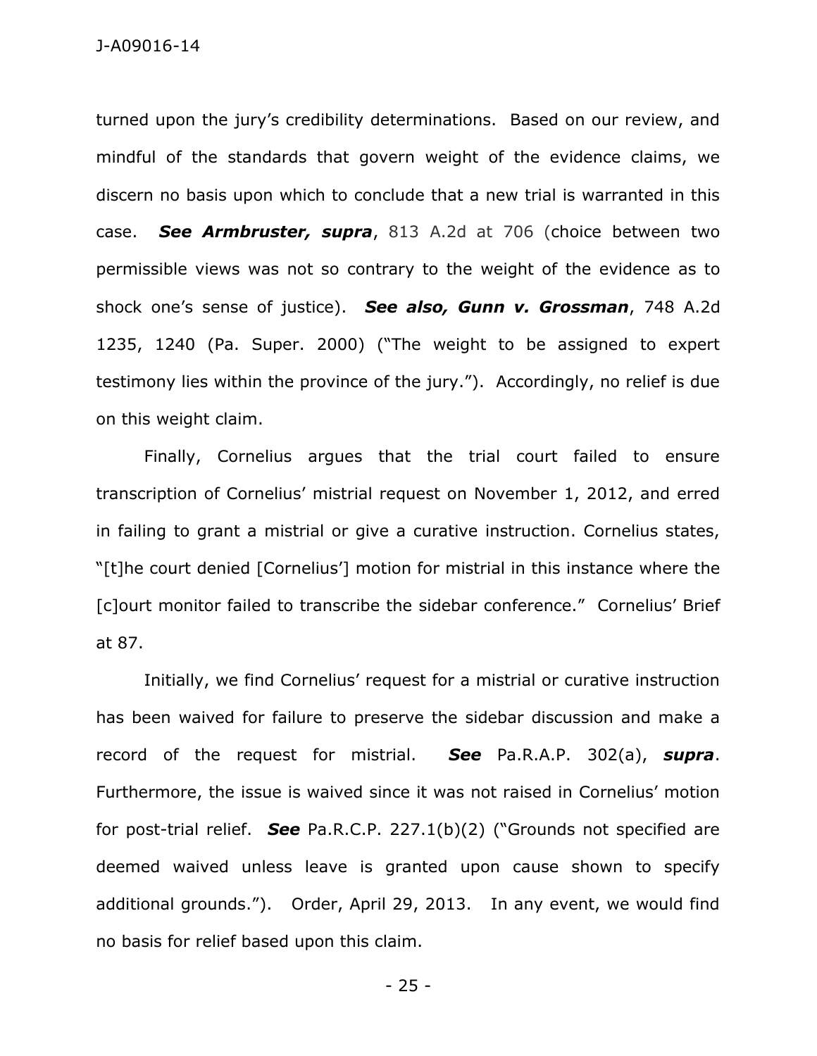turned upon the jury's credibility determinations. Based on our review, and mindful of the standards that govern weight of the evidence claims, we discern no basis upon which to conclude that a new trial is warranted in this case. ***See Armbruster, supra***, 813 A.2d at 706 (choice between two permissible views was not so contrary to the weight of the evidence as to shock one's sense of justice). ***See also, Gunn v. Grossman***, 748 A.2d 1235, 1240 (Pa. Super. 2000) ("The weight to be assigned to expert testimony lies within the province of the jury."). Accordingly, no relief is due on this weight claim.

Finally, Cornelius argues that the trial court failed to ensure transcription of Cornelius' mistrial request on November 1, 2012, and erred in failing to grant a mistrial or give a curative instruction. Cornelius states, "[t]he court denied [Cornelius'] motion for mistrial in this instance where the [c]ourt monitor failed to transcribe the sidebar conference." Cornelius' Brief at 87.

Initially, we find Cornelius' request for a mistrial or curative instruction has been waived for failure to preserve the sidebar discussion and make a record of the request for mistrial. ***See*** Pa.R.A.P. 302(a), ***supra***. Furthermore, the issue is waived since it was not raised in Cornelius' motion for post-trial relief. ***See*** Pa.R.C.P. 227.1(b)(2) ("Grounds not specified are deemed waived unless leave is granted upon cause shown to specify additional grounds."). Order, April 29, 2013. In any event, we would find no basis for relief based upon this claim.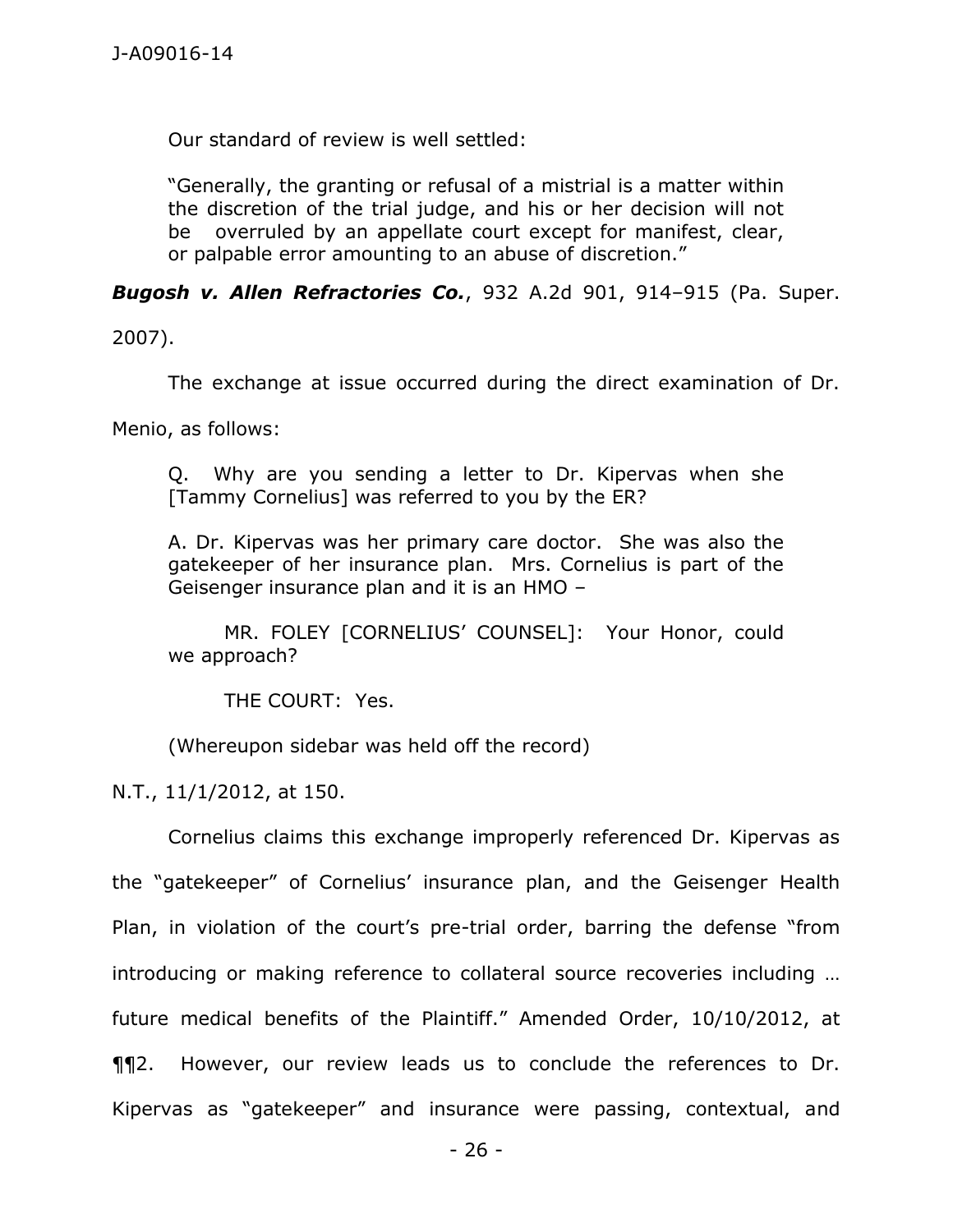Our standard of review is well settled:

> "Generally, the granting or refusal of a mistrial is a matter within the discretion of the trial judge, and his or her decision will not be overruled by an appellate court except for manifest, clear, or palpable error amounting to an abuse of discretion."

***Bugosh v. Allen Refractories Co.***, 932 A.2d 901, 914–915 (Pa. Super. 2007).

The exchange at issue occurred during the direct examination of Dr. Menio, as follows:

> Q. Why are you sending a letter to Dr. Kipervas when she [Tammy Cornelius] was referred to you by the ER?
>
> A. Dr. Kipervas was her primary care doctor. She was also the gatekeeper of her insurance plan. Mrs. Cornelius is part of the Geisenger insurance plan and it is an HMO –
>
> MR. FOLEY [CORNELIUS' COUNSEL]: Your Honor, could we approach?
>
> THE COURT: Yes.
>
> (Whereupon sidebar was held off the record)

N.T., 11/1/2012, at 150.

Cornelius claims this exchange improperly referenced Dr. Kipervas as the "gatekeeper" of Cornelius' insurance plan, and the Geisenger Health Plan, in violation of the court's pre-trial order, barring the defense "from introducing or making reference to collateral source recoveries including … future medical benefits of the Plaintiff." Amended Order, 10/10/2012, at ¶¶2. However, our review leads us to conclude the references to Dr. Kipervas as "gatekeeper" and insurance were passing, contextual, and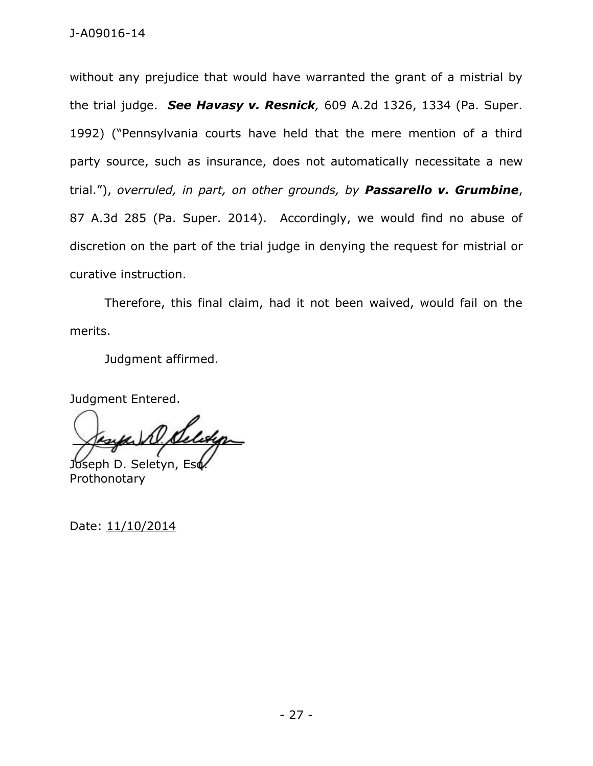without any prejudice that would have warranted the grant of a mistrial by the trial judge. ***See Havasy v. Resnick**,* 609 A.2d 1326, 1334 (Pa. Super. 1992) ("Pennsylvania courts have held that the mere mention of a third party source, such as insurance, does not automatically necessitate a new trial."), *overruled, in part, on other grounds, by* ***Passarello v. Grumbine***, 87 A.3d 285 (Pa. Super. 2014). Accordingly, we would find no abuse of discretion on the part of the trial judge in denying the request for mistrial or curative instruction.

Therefore, this final claim, had it not been waived, would fail on the merits.

Judgment affirmed.

Judgment Entered.

Joseph D. Seletyn, Esq.
Prothonotary

Date: 11/10/2014